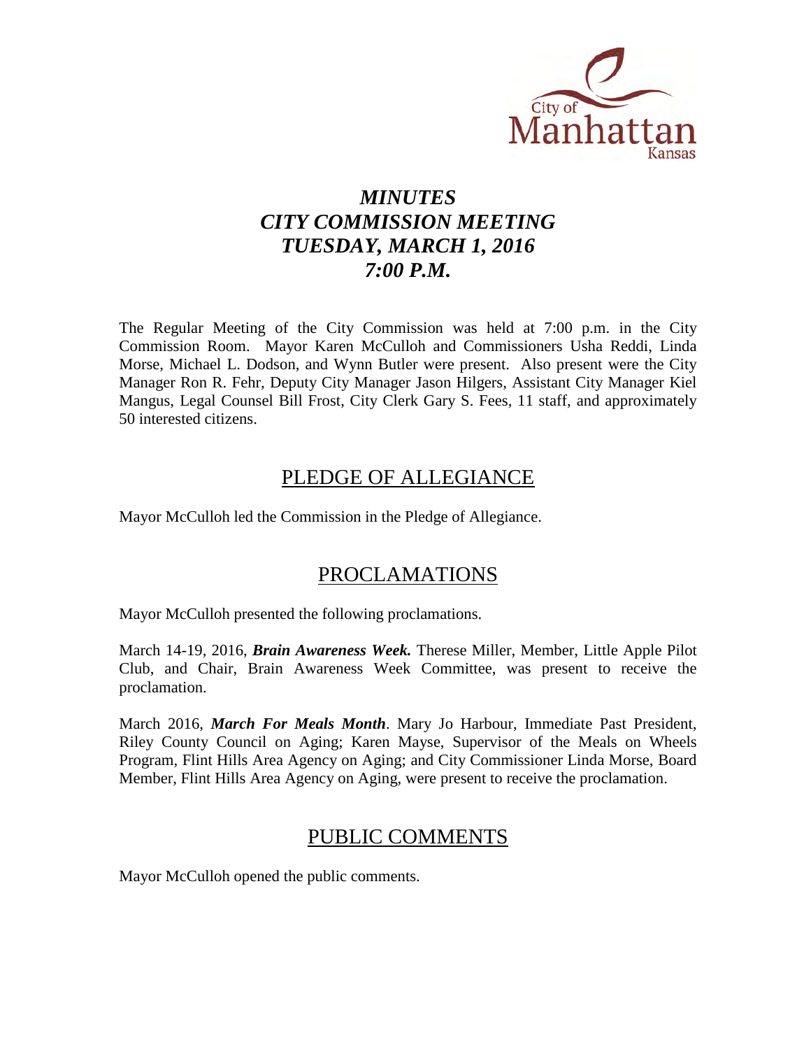City of Manhattan Kansas

# *MINUTES*
# *CITY COMMISSION MEETING*
# *TUESDAY, MARCH 1, 2016*
# *7:00 P.M.*

The Regular Meeting of the City Commission was held at 7:00 p.m. in the City Commission Room. Mayor Karen McCulloh and Commissioners Usha Reddi, Linda Morse, Michael L. Dodson, and Wynn Butler were present. Also present were the City Manager Ron R. Fehr, Deputy City Manager Jason Hilgers, Assistant City Manager Kiel Mangus, Legal Counsel Bill Frost, City Clerk Gary S. Fees, 11 staff, and approximately 50 interested citizens.

## PLEDGE OF ALLEGIANCE

Mayor McCulloh led the Commission in the Pledge of Allegiance.

## PROCLAMATIONS

Mayor McCulloh presented the following proclamations.

March 14-19, 2016, ***Brain Awareness Week.*** Therese Miller, Member, Little Apple Pilot Club, and Chair, Brain Awareness Week Committee, was present to receive the proclamation.

March 2016, ***March For Meals Month***. Mary Jo Harbour, Immediate Past President, Riley County Council on Aging; Karen Mayse, Supervisor of the Meals on Wheels Program, Flint Hills Area Agency on Aging; and City Commissioner Linda Morse, Board Member, Flint Hills Area Agency on Aging, were present to receive the proclamation.

## PUBLIC COMMENTS

Mayor McCulloh opened the public comments.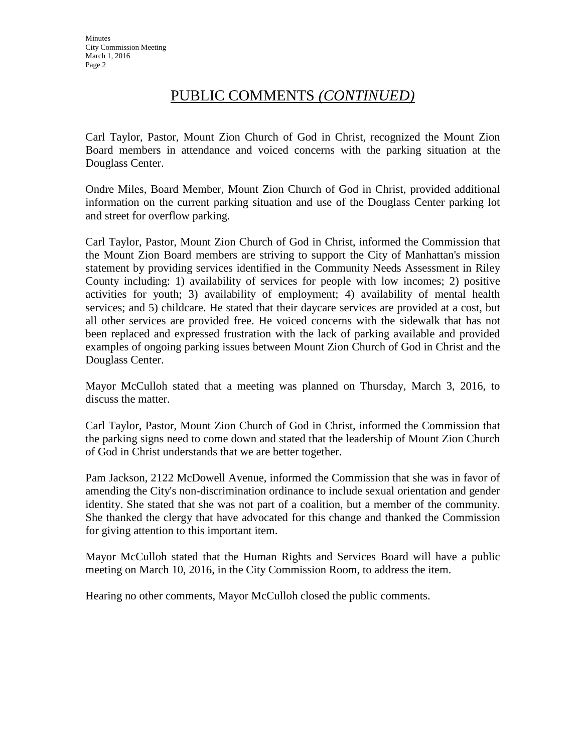# PUBLIC COMMENTS *(CONTINUED)*

Carl Taylor, Pastor, Mount Zion Church of God in Christ, recognized the Mount Zion Board members in attendance and voiced concerns with the parking situation at the Douglass Center.

Ondre Miles, Board Member, Mount Zion Church of God in Christ, provided additional information on the current parking situation and use of the Douglass Center parking lot and street for overflow parking.

Carl Taylor, Pastor, Mount Zion Church of God in Christ, informed the Commission that the Mount Zion Board members are striving to support the City of Manhattan's mission statement by providing services identified in the Community Needs Assessment in Riley County including: 1) availability of services for people with low incomes; 2) positive activities for youth; 3) availability of employment; 4) availability of mental health services; and 5) childcare. He stated that their daycare services are provided at a cost, but all other services are provided free. He voiced concerns with the sidewalk that has not been replaced and expressed frustration with the lack of parking available and provided examples of ongoing parking issues between Mount Zion Church of God in Christ and the Douglass Center.

Mayor McCulloh stated that a meeting was planned on Thursday, March 3, 2016, to discuss the matter.

Carl Taylor, Pastor, Mount Zion Church of God in Christ, informed the Commission that the parking signs need to come down and stated that the leadership of Mount Zion Church of God in Christ understands that we are better together.

Pam Jackson, 2122 McDowell Avenue, informed the Commission that she was in favor of amending the City's non-discrimination ordinance to include sexual orientation and gender identity. She stated that she was not part of a coalition, but a member of the community. She thanked the clergy that have advocated for this change and thanked the Commission for giving attention to this important item.

Mayor McCulloh stated that the Human Rights and Services Board will have a public meeting on March 10, 2016, in the City Commission Room, to address the item.

Hearing no other comments, Mayor McCulloh closed the public comments.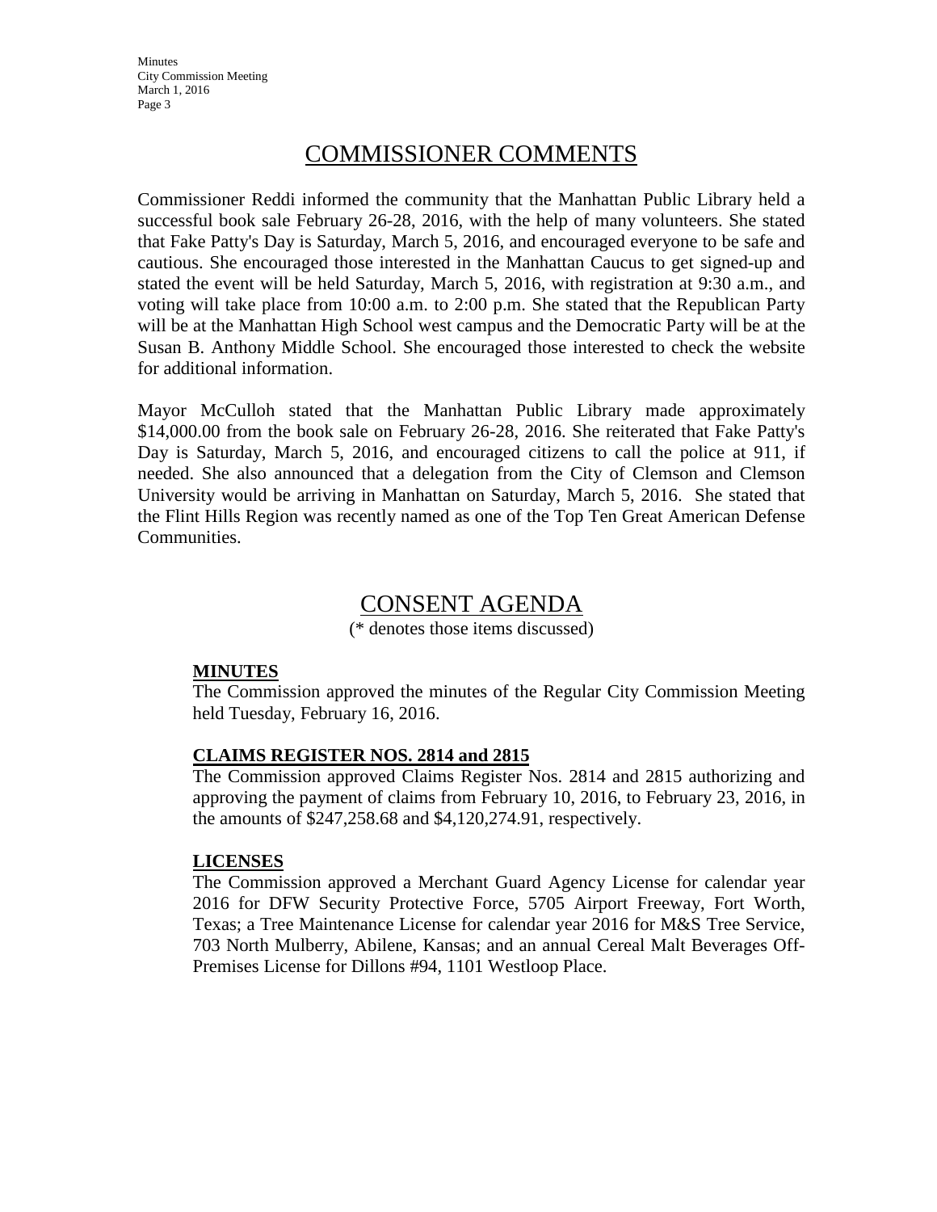## COMMISSIONER COMMENTS

Commissioner Reddi informed the community that the Manhattan Public Library held a successful book sale February 26-28, 2016, with the help of many volunteers. She stated that Fake Patty's Day is Saturday, March 5, 2016, and encouraged everyone to be safe and cautious. She encouraged those interested in the Manhattan Caucus to get signed-up and stated the event will be held Saturday, March 5, 2016, with registration at 9:30 a.m., and voting will take place from 10:00 a.m. to 2:00 p.m. She stated that the Republican Party will be at the Manhattan High School west campus and the Democratic Party will be at the Susan B. Anthony Middle School. She encouraged those interested to check the website for additional information.

Mayor McCulloh stated that the Manhattan Public Library made approximately $14,000.00 from the book sale on February 26-28, 2016. She reiterated that Fake Patty's Day is Saturday, March 5, 2016, and encouraged citizens to call the police at 911, if needed. She also announced that a delegation from the City of Clemson and Clemson University would be arriving in Manhattan on Saturday, March 5, 2016. She stated that the Flint Hills Region was recently named as one of the Top Ten Great American Defense Communities.

## CONSENT AGENDA

(* denotes those items discussed)

**MINUTES**

The Commission approved the minutes of the Regular City Commission Meeting held Tuesday, February 16, 2016.

**CLAIMS REGISTER NOS. 2814 and 2815**

The Commission approved Claims Register Nos. 2814 and 2815 authorizing and approving the payment of claims from February 10, 2016, to February 23, 2016, in the amounts of $247,258.68 and $4,120,274.91, respectively.

**LICENSES**

The Commission approved a Merchant Guard Agency License for calendar year 2016 for DFW Security Protective Force, 5705 Airport Freeway, Fort Worth, Texas; a Tree Maintenance License for calendar year 2016 for M&S Tree Service, 703 North Mulberry, Abilene, Kansas; and an annual Cereal Malt Beverages Off-Premises License for Dillons #94, 1101 Westloop Place.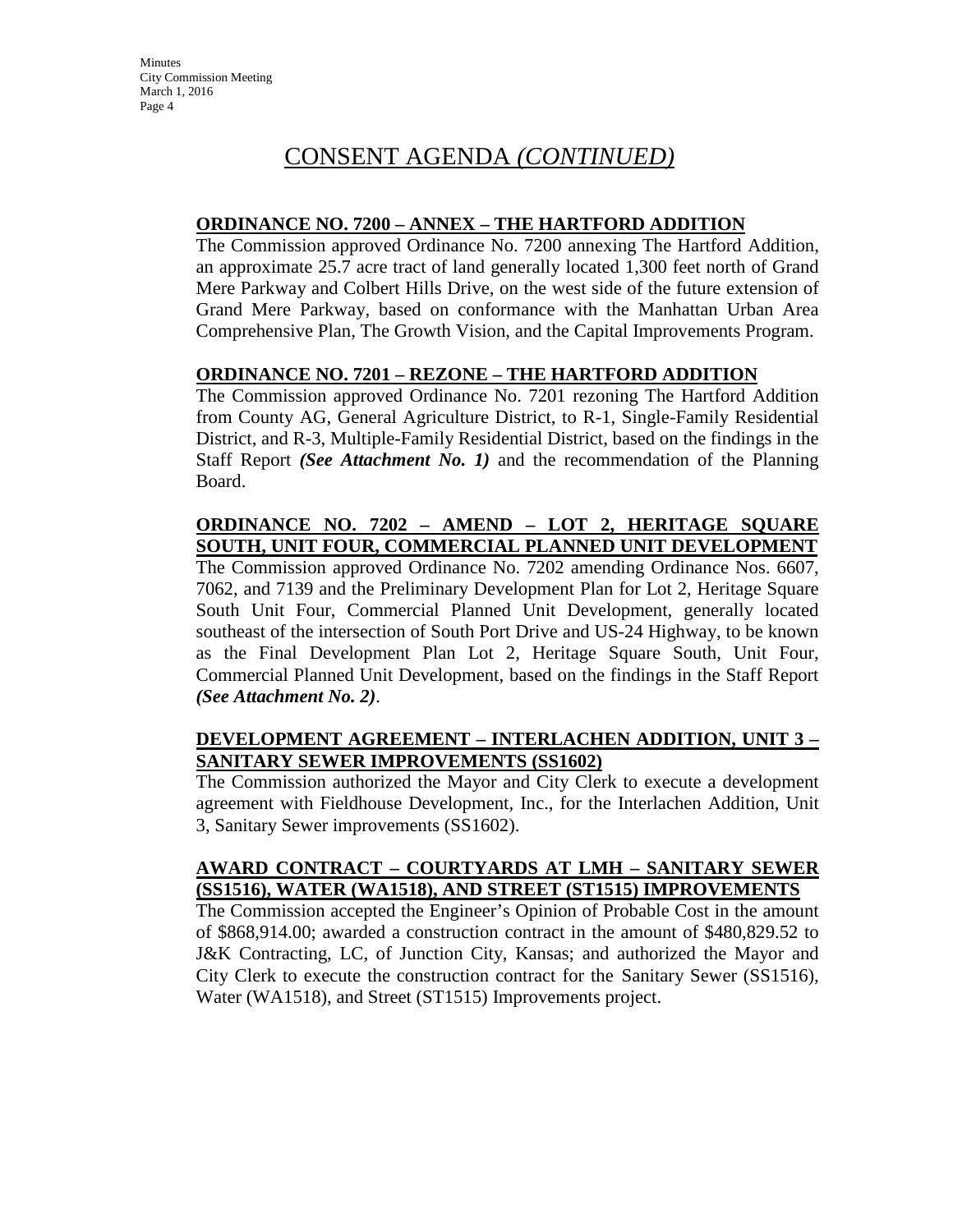# CONSENT AGENDA *(CONTINUED)*

**ORDINANCE NO. 7200 – ANNEX – THE HARTFORD ADDITION**

The Commission approved Ordinance No. 7200 annexing The Hartford Addition, an approximate 25.7 acre tract of land generally located 1,300 feet north of Grand Mere Parkway and Colbert Hills Drive, on the west side of the future extension of Grand Mere Parkway, based on conformance with the Manhattan Urban Area Comprehensive Plan, The Growth Vision, and the Capital Improvements Program.

**ORDINANCE NO. 7201 – REZONE – THE HARTFORD ADDITION**

The Commission approved Ordinance No. 7201 rezoning The Hartford Addition from County AG, General Agriculture District, to R-1, Single-Family Residential District, and R-3, Multiple-Family Residential District, based on the findings in the Staff Report ***(See Attachment No. 1)*** and the recommendation of the Planning Board.

**ORDINANCE NO. 7202 – AMEND – LOT 2, HERITAGE SQUARE SOUTH, UNIT FOUR, COMMERCIAL PLANNED UNIT DEVELOPMENT**

The Commission approved Ordinance No. 7202 amending Ordinance Nos. 6607, 7062, and 7139 and the Preliminary Development Plan for Lot 2, Heritage Square South Unit Four, Commercial Planned Unit Development, generally located southeast of the intersection of South Port Drive and US-24 Highway, to be known as the Final Development Plan Lot 2, Heritage Square South, Unit Four, Commercial Planned Unit Development, based on the findings in the Staff Report ***(See Attachment No. 2)***.

**DEVELOPMENT AGREEMENT – INTERLACHEN ADDITION, UNIT 3 – SANITARY SEWER IMPROVEMENTS (SS1602)**

The Commission authorized the Mayor and City Clerk to execute a development agreement with Fieldhouse Development, Inc., for the Interlachen Addition, Unit 3, Sanitary Sewer improvements (SS1602).

**AWARD CONTRACT – COURTYARDS AT LMH – SANITARY SEWER (SS1516), WATER (WA1518), AND STREET (ST1515) IMPROVEMENTS**

The Commission accepted the Engineer's Opinion of Probable Cost in the amount of $868,914.00; awarded a construction contract in the amount of $480,829.52 to J&K Contracting, LC, of Junction City, Kansas; and authorized the Mayor and City Clerk to execute the construction contract for the Sanitary Sewer (SS1516), Water (WA1518), and Street (ST1515) Improvements project.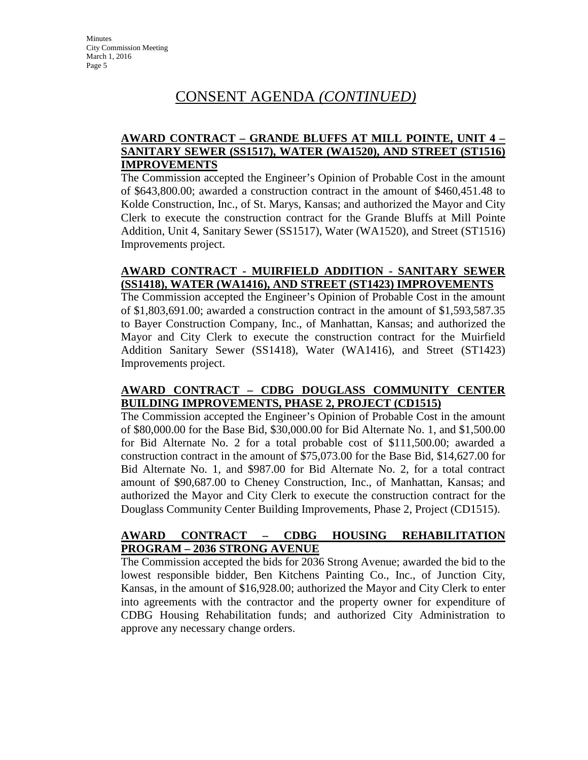# CONSENT AGENDA *(CONTINUED)*

**AWARD CONTRACT – GRANDE BLUFFS AT MILL POINTE, UNIT 4 – SANITARY SEWER (SS1517), WATER (WA1520), AND STREET (ST1516) IMPROVEMENTS**

The Commission accepted the Engineer's Opinion of Probable Cost in the amount of $643,800.00; awarded a construction contract in the amount of $460,451.48 to Kolde Construction, Inc., of St. Marys, Kansas; and authorized the Mayor and City Clerk to execute the construction contract for the Grande Bluffs at Mill Pointe Addition, Unit 4, Sanitary Sewer (SS1517), Water (WA1520), and Street (ST1516) Improvements project.

**AWARD CONTRACT - MUIRFIELD ADDITION - SANITARY SEWER (SS1418), WATER (WA1416), AND STREET (ST1423) IMPROVEMENTS**

The Commission accepted the Engineer's Opinion of Probable Cost in the amount of $1,803,691.00; awarded a construction contract in the amount of $1,593,587.35 to Bayer Construction Company, Inc., of Manhattan, Kansas; and authorized the Mayor and City Clerk to execute the construction contract for the Muirfield Addition Sanitary Sewer (SS1418), Water (WA1416), and Street (ST1423) Improvements project.

**AWARD CONTRACT – CDBG DOUGLASS COMMUNITY CENTER BUILDING IMPROVEMENTS, PHASE 2, PROJECT (CD1515)**

The Commission accepted the Engineer's Opinion of Probable Cost in the amount of $80,000.00 for the Base Bid, $30,000.00 for Bid Alternate No. 1, and $1,500.00 for Bid Alternate No. 2 for a total probable cost of $111,500.00; awarded a construction contract in the amount of $75,073.00 for the Base Bid, $14,627.00 for Bid Alternate No. 1, and $987.00 for Bid Alternate No. 2, for a total contract amount of $90,687.00 to Cheney Construction, Inc., of Manhattan, Kansas; and authorized the Mayor and City Clerk to execute the construction contract for the Douglass Community Center Building Improvements, Phase 2, Project (CD1515).

**AWARD CONTRACT – CDBG HOUSING REHABILITATION PROGRAM – 2036 STRONG AVENUE**

The Commission accepted the bids for 2036 Strong Avenue; awarded the bid to the lowest responsible bidder, Ben Kitchens Painting Co., Inc., of Junction City, Kansas, in the amount of $16,928.00; authorized the Mayor and City Clerk to enter into agreements with the contractor and the property owner for expenditure of CDBG Housing Rehabilitation funds; and authorized City Administration to approve any necessary change orders.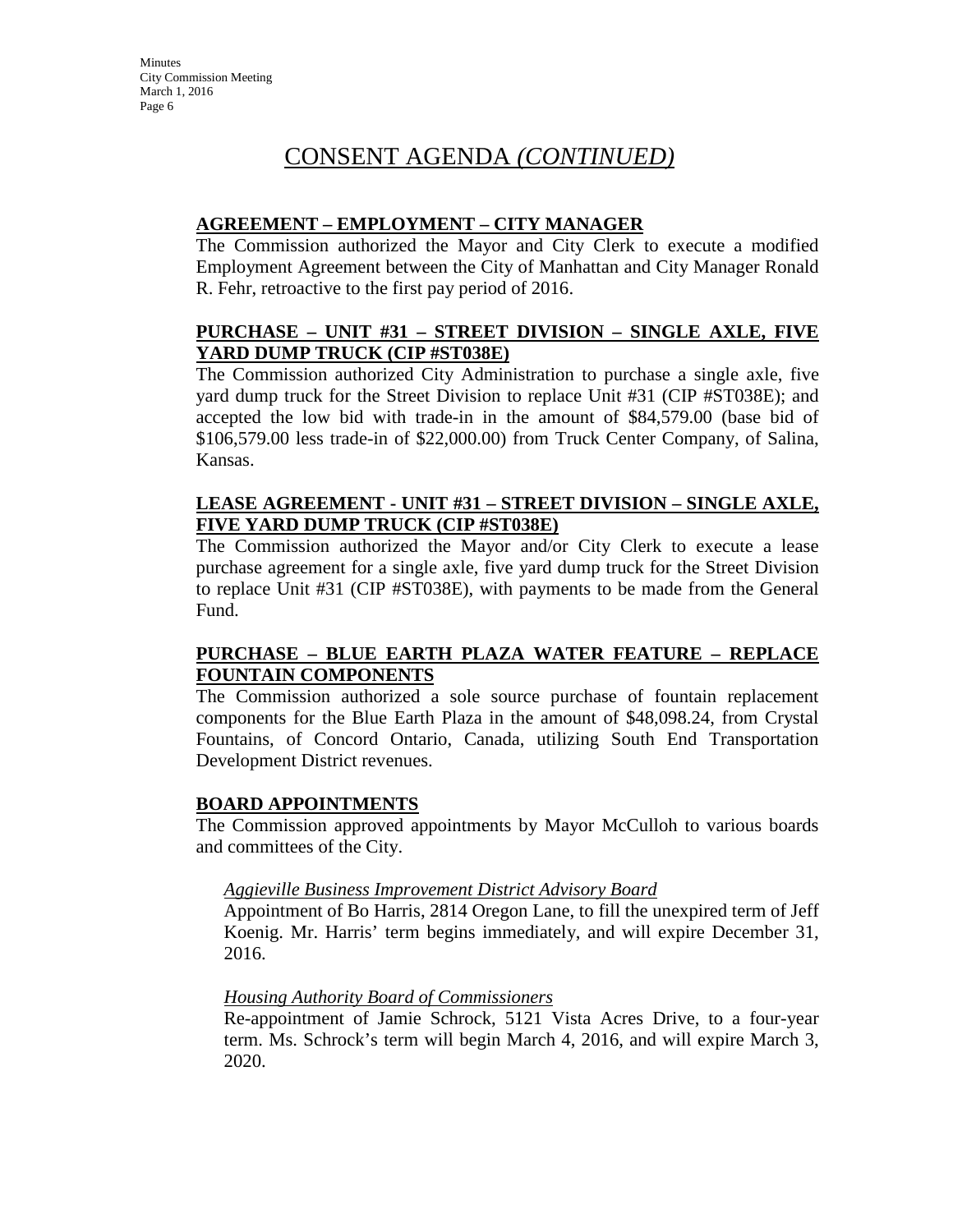# CONSENT AGENDA *(CONTINUED)*

**AGREEMENT – EMPLOYMENT – CITY MANAGER**

The Commission authorized the Mayor and City Clerk to execute a modified Employment Agreement between the City of Manhattan and City Manager Ronald R. Fehr, retroactive to the first pay period of 2016.

**PURCHASE – UNIT #31 – STREET DIVISION – SINGLE AXLE, FIVE YARD DUMP TRUCK (CIP #ST038E)**

The Commission authorized City Administration to purchase a single axle, five yard dump truck for the Street Division to replace Unit #31 (CIP #ST038E); and accepted the low bid with trade-in in the amount of $84,579.00 (base bid of $106,579.00 less trade-in of $22,000.00) from Truck Center Company, of Salina, Kansas.

**LEASE AGREEMENT - UNIT #31 – STREET DIVISION – SINGLE AXLE, FIVE YARD DUMP TRUCK (CIP #ST038E)**

The Commission authorized the Mayor and/or City Clerk to execute a lease purchase agreement for a single axle, five yard dump truck for the Street Division to replace Unit #31 (CIP #ST038E), with payments to be made from the General Fund.

**PURCHASE – BLUE EARTH PLAZA WATER FEATURE – REPLACE FOUNTAIN COMPONENTS**

The Commission authorized a sole source purchase of fountain replacement components for the Blue Earth Plaza in the amount of $48,098.24, from Crystal Fountains, of Concord Ontario, Canada, utilizing South End Transportation Development District revenues.

**BOARD APPOINTMENTS**

The Commission approved appointments by Mayor McCulloh to various boards and committees of the City.

*Aggieville Business Improvement District Advisory Board*

Appointment of Bo Harris, 2814 Oregon Lane, to fill the unexpired term of Jeff Koenig. Mr. Harris' term begins immediately, and will expire December 31, 2016.

*Housing Authority Board of Commissioners*

Re-appointment of Jamie Schrock, 5121 Vista Acres Drive, to a four-year term. Ms. Schrock's term will begin March 4, 2016, and will expire March 3, 2020.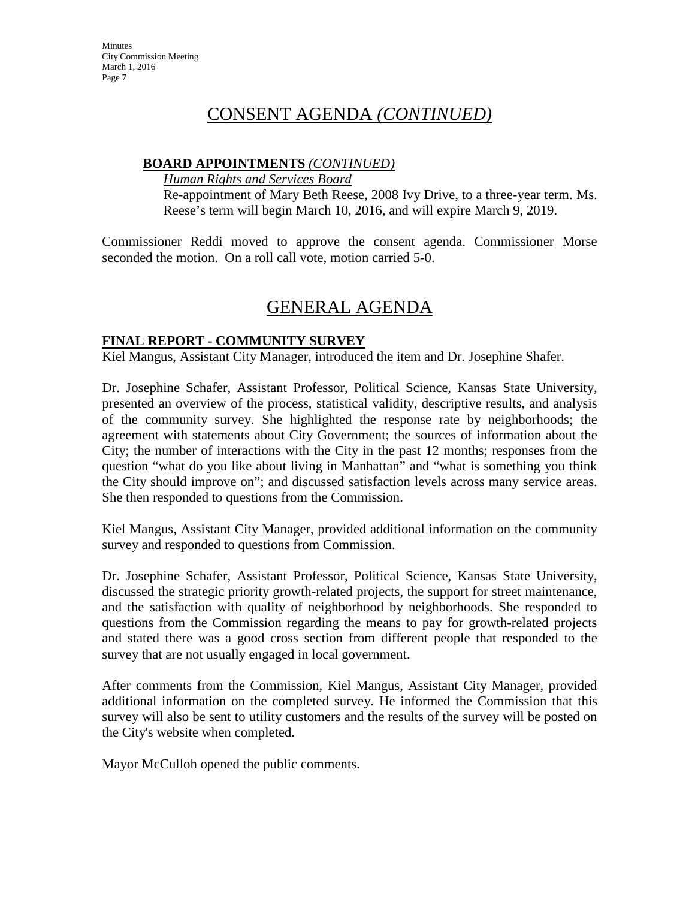# CONSENT AGENDA *(CONTINUED)*

**BOARD APPOINTMENTS** *(CONTINUED)*

*Human Rights and Services Board*

Re-appointment of Mary Beth Reese, 2008 Ivy Drive, to a three-year term. Ms. Reese's term will begin March 10, 2016, and will expire March 9, 2019.

Commissioner Reddi moved to approve the consent agenda. Commissioner Morse seconded the motion. On a roll call vote, motion carried 5-0.

# GENERAL AGENDA

**FINAL REPORT - COMMUNITY SURVEY**

Kiel Mangus, Assistant City Manager, introduced the item and Dr. Josephine Shafer.

Dr. Josephine Schafer, Assistant Professor, Political Science, Kansas State University, presented an overview of the process, statistical validity, descriptive results, and analysis of the community survey. She highlighted the response rate by neighborhoods; the agreement with statements about City Government; the sources of information about the City; the number of interactions with the City in the past 12 months; responses from the question "what do you like about living in Manhattan" and "what is something you think the City should improve on"; and discussed satisfaction levels across many service areas. She then responded to questions from the Commission.

Kiel Mangus, Assistant City Manager, provided additional information on the community survey and responded to questions from Commission.

Dr. Josephine Schafer, Assistant Professor, Political Science, Kansas State University, discussed the strategic priority growth-related projects, the support for street maintenance, and the satisfaction with quality of neighborhood by neighborhoods. She responded to questions from the Commission regarding the means to pay for growth-related projects and stated there was a good cross section from different people that responded to the survey that are not usually engaged in local government.

After comments from the Commission, Kiel Mangus, Assistant City Manager, provided additional information on the completed survey. He informed the Commission that this survey will also be sent to utility customers and the results of the survey will be posted on the City's website when completed.

Mayor McCulloh opened the public comments.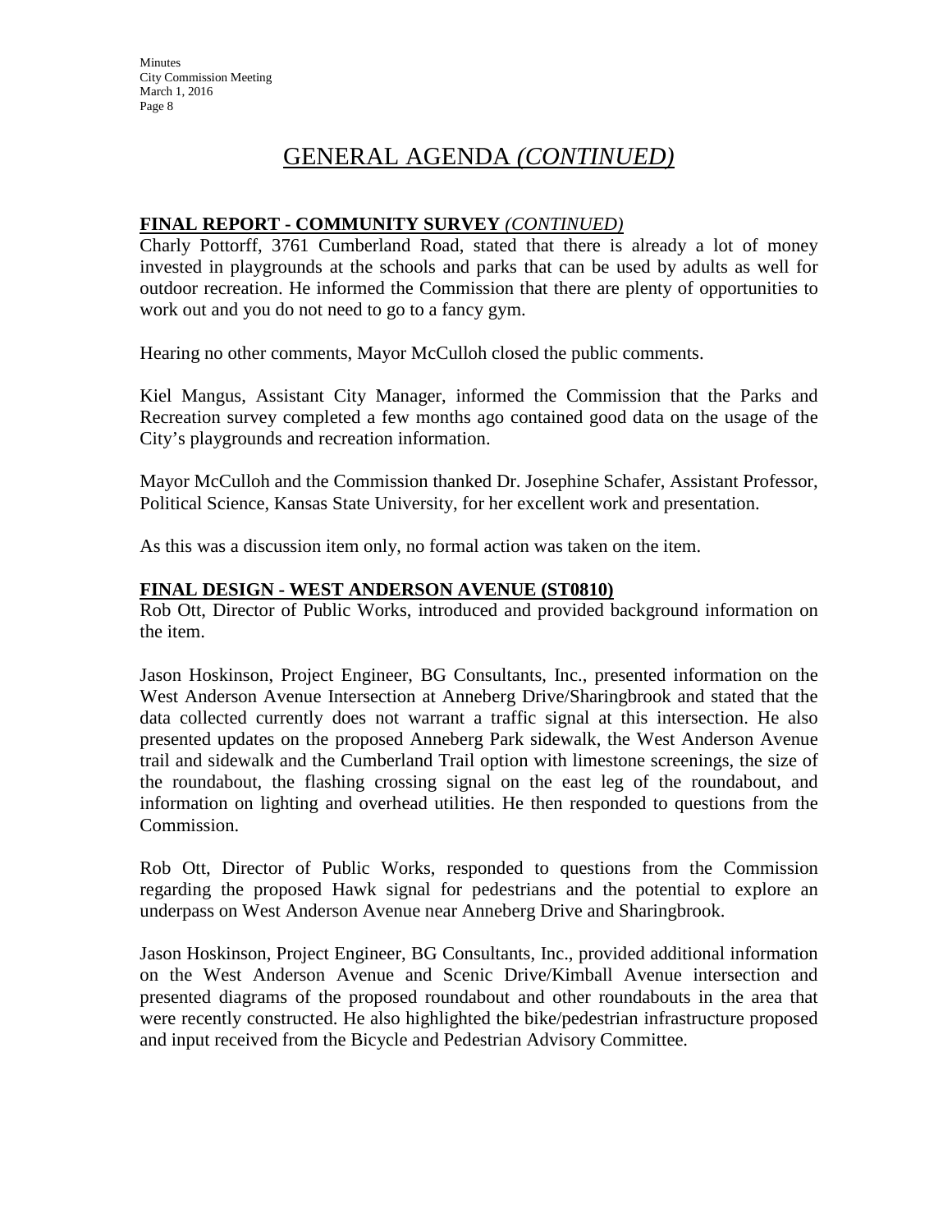# GENERAL AGENDA *(CONTINUED)*

**FINAL REPORT - COMMUNITY SURVEY** *(CONTINUED)*

Charly Pottorff, 3761 Cumberland Road, stated that there is already a lot of money invested in playgrounds at the schools and parks that can be used by adults as well for outdoor recreation. He informed the Commission that there are plenty of opportunities to work out and you do not need to go to a fancy gym.

Hearing no other comments, Mayor McCulloh closed the public comments.

Kiel Mangus, Assistant City Manager, informed the Commission that the Parks and Recreation survey completed a few months ago contained good data on the usage of the City's playgrounds and recreation information.

Mayor McCulloh and the Commission thanked Dr. Josephine Schafer, Assistant Professor, Political Science, Kansas State University, for her excellent work and presentation.

As this was a discussion item only, no formal action was taken on the item.

**FINAL DESIGN - WEST ANDERSON AVENUE (ST0810)**

Rob Ott, Director of Public Works, introduced and provided background information on the item.

Jason Hoskinson, Project Engineer, BG Consultants, Inc., presented information on the West Anderson Avenue Intersection at Anneberg Drive/Sharingbrook and stated that the data collected currently does not warrant a traffic signal at this intersection. He also presented updates on the proposed Anneberg Park sidewalk, the West Anderson Avenue trail and sidewalk and the Cumberland Trail option with limestone screenings, the size of the roundabout, the flashing crossing signal on the east leg of the roundabout, and information on lighting and overhead utilities. He then responded to questions from the Commission.

Rob Ott, Director of Public Works, responded to questions from the Commission regarding the proposed Hawk signal for pedestrians and the potential to explore an underpass on West Anderson Avenue near Anneberg Drive and Sharingbrook.

Jason Hoskinson, Project Engineer, BG Consultants, Inc., provided additional information on the West Anderson Avenue and Scenic Drive/Kimball Avenue intersection and presented diagrams of the proposed roundabout and other roundabouts in the area that were recently constructed. He also highlighted the bike/pedestrian infrastructure proposed and input received from the Bicycle and Pedestrian Advisory Committee.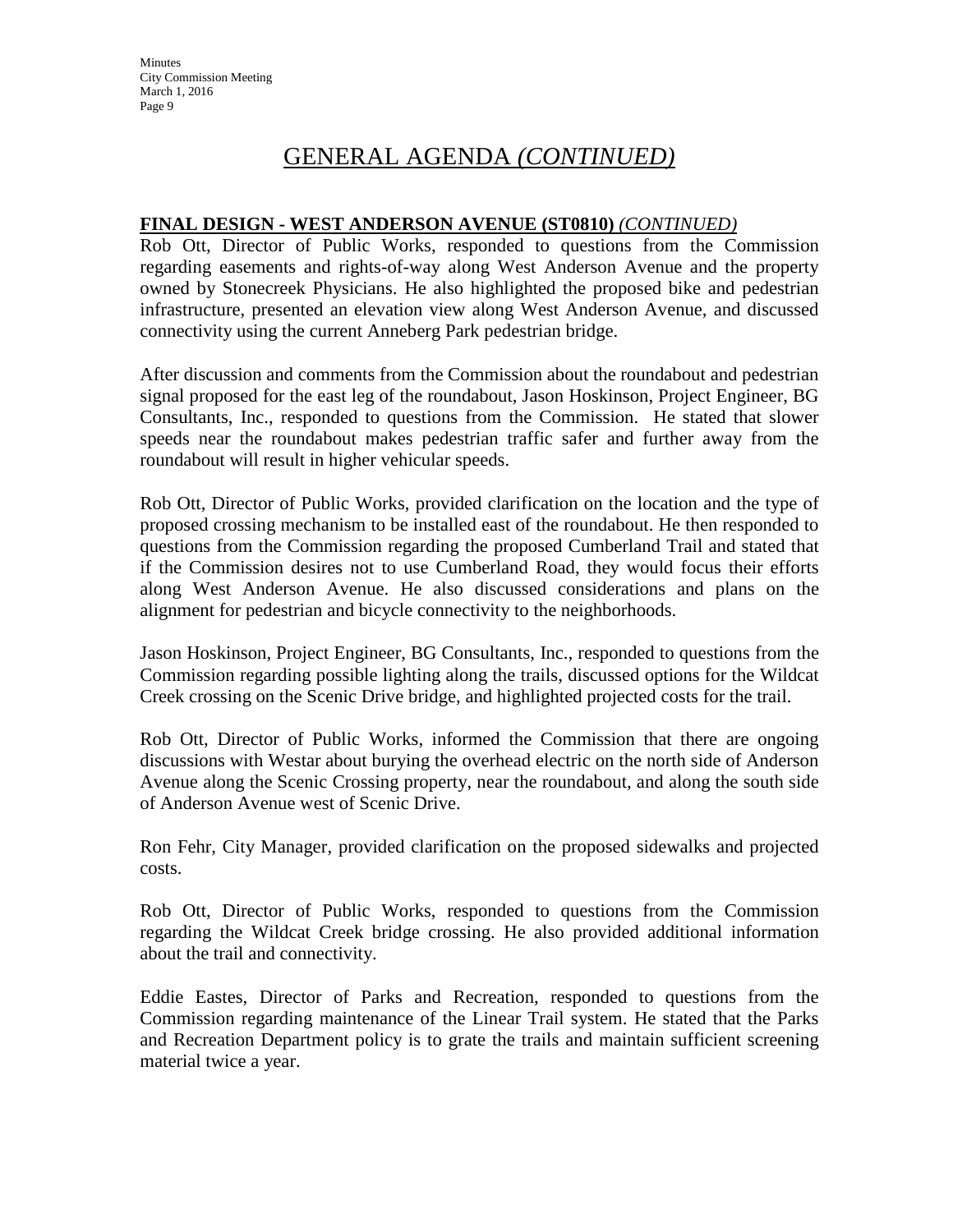# GENERAL AGENDA *(CONTINUED)*

**FINAL DESIGN - WEST ANDERSON AVENUE (ST0810)** *(CONTINUED)*

Rob Ott, Director of Public Works, responded to questions from the Commission regarding easements and rights-of-way along West Anderson Avenue and the property owned by Stonecreek Physicians. He also highlighted the proposed bike and pedestrian infrastructure, presented an elevation view along West Anderson Avenue, and discussed connectivity using the current Anneberg Park pedestrian bridge.

After discussion and comments from the Commission about the roundabout and pedestrian signal proposed for the east leg of the roundabout, Jason Hoskinson, Project Engineer, BG Consultants, Inc., responded to questions from the Commission. He stated that slower speeds near the roundabout makes pedestrian traffic safer and further away from the roundabout will result in higher vehicular speeds.

Rob Ott, Director of Public Works, provided clarification on the location and the type of proposed crossing mechanism to be installed east of the roundabout. He then responded to questions from the Commission regarding the proposed Cumberland Trail and stated that if the Commission desires not to use Cumberland Road, they would focus their efforts along West Anderson Avenue. He also discussed considerations and plans on the alignment for pedestrian and bicycle connectivity to the neighborhoods.

Jason Hoskinson, Project Engineer, BG Consultants, Inc., responded to questions from the Commission regarding possible lighting along the trails, discussed options for the Wildcat Creek crossing on the Scenic Drive bridge, and highlighted projected costs for the trail.

Rob Ott, Director of Public Works, informed the Commission that there are ongoing discussions with Westar about burying the overhead electric on the north side of Anderson Avenue along the Scenic Crossing property, near the roundabout, and along the south side of Anderson Avenue west of Scenic Drive.

Ron Fehr, City Manager, provided clarification on the proposed sidewalks and projected costs.

Rob Ott, Director of Public Works, responded to questions from the Commission regarding the Wildcat Creek bridge crossing. He also provided additional information about the trail and connectivity.

Eddie Eastes, Director of Parks and Recreation, responded to questions from the Commission regarding maintenance of the Linear Trail system. He stated that the Parks and Recreation Department policy is to grate the trails and maintain sufficient screening material twice a year.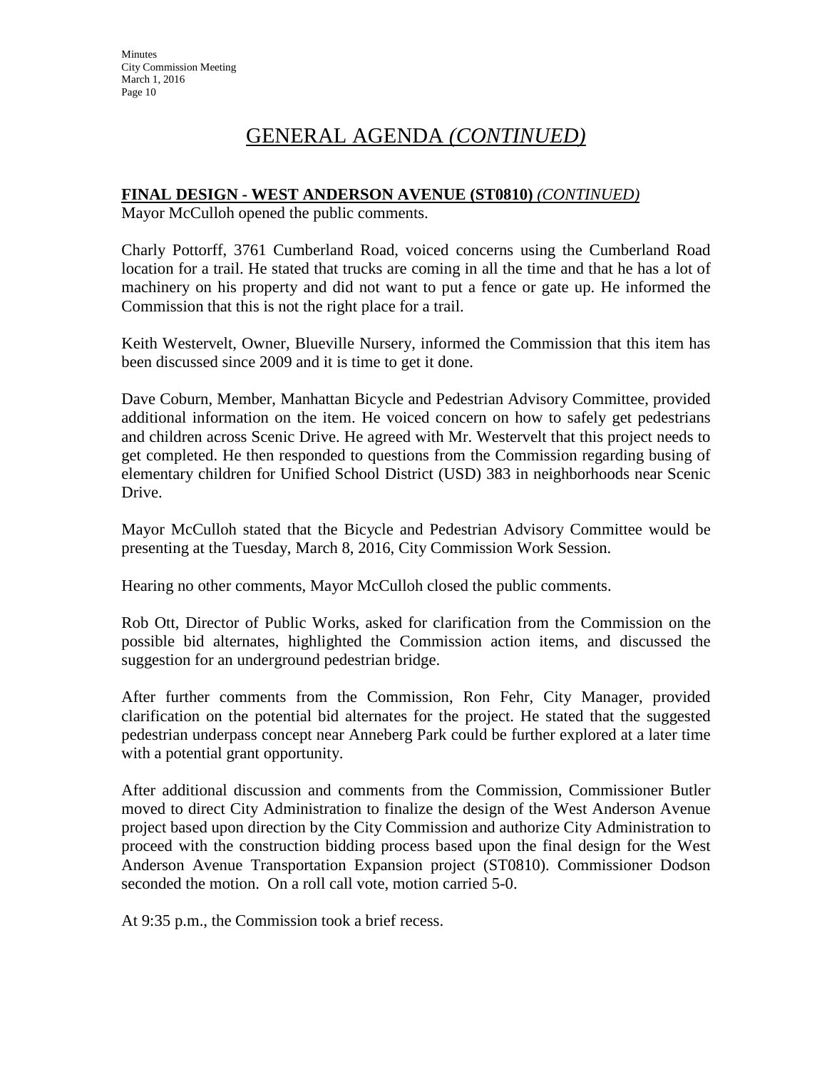# GENERAL AGENDA *(CONTINUED)*

**FINAL DESIGN - WEST ANDERSON AVENUE (ST0810)** *(CONTINUED)*

Mayor McCulloh opened the public comments.

Charly Pottorff, 3761 Cumberland Road, voiced concerns using the Cumberland Road location for a trail. He stated that trucks are coming in all the time and that he has a lot of machinery on his property and did not want to put a fence or gate up. He informed the Commission that this is not the right place for a trail.

Keith Westervelt, Owner, Blueville Nursery, informed the Commission that this item has been discussed since 2009 and it is time to get it done.

Dave Coburn, Member, Manhattan Bicycle and Pedestrian Advisory Committee, provided additional information on the item. He voiced concern on how to safely get pedestrians and children across Scenic Drive. He agreed with Mr. Westervelt that this project needs to get completed. He then responded to questions from the Commission regarding busing of elementary children for Unified School District (USD) 383 in neighborhoods near Scenic Drive.

Mayor McCulloh stated that the Bicycle and Pedestrian Advisory Committee would be presenting at the Tuesday, March 8, 2016, City Commission Work Session.

Hearing no other comments, Mayor McCulloh closed the public comments.

Rob Ott, Director of Public Works, asked for clarification from the Commission on the possible bid alternates, highlighted the Commission action items, and discussed the suggestion for an underground pedestrian bridge.

After further comments from the Commission, Ron Fehr, City Manager, provided clarification on the potential bid alternates for the project. He stated that the suggested pedestrian underpass concept near Anneberg Park could be further explored at a later time with a potential grant opportunity.

After additional discussion and comments from the Commission, Commissioner Butler moved to direct City Administration to finalize the design of the West Anderson Avenue project based upon direction by the City Commission and authorize City Administration to proceed with the construction bidding process based upon the final design for the West Anderson Avenue Transportation Expansion project (ST0810). Commissioner Dodson seconded the motion. On a roll call vote, motion carried 5-0.

At 9:35 p.m., the Commission took a brief recess.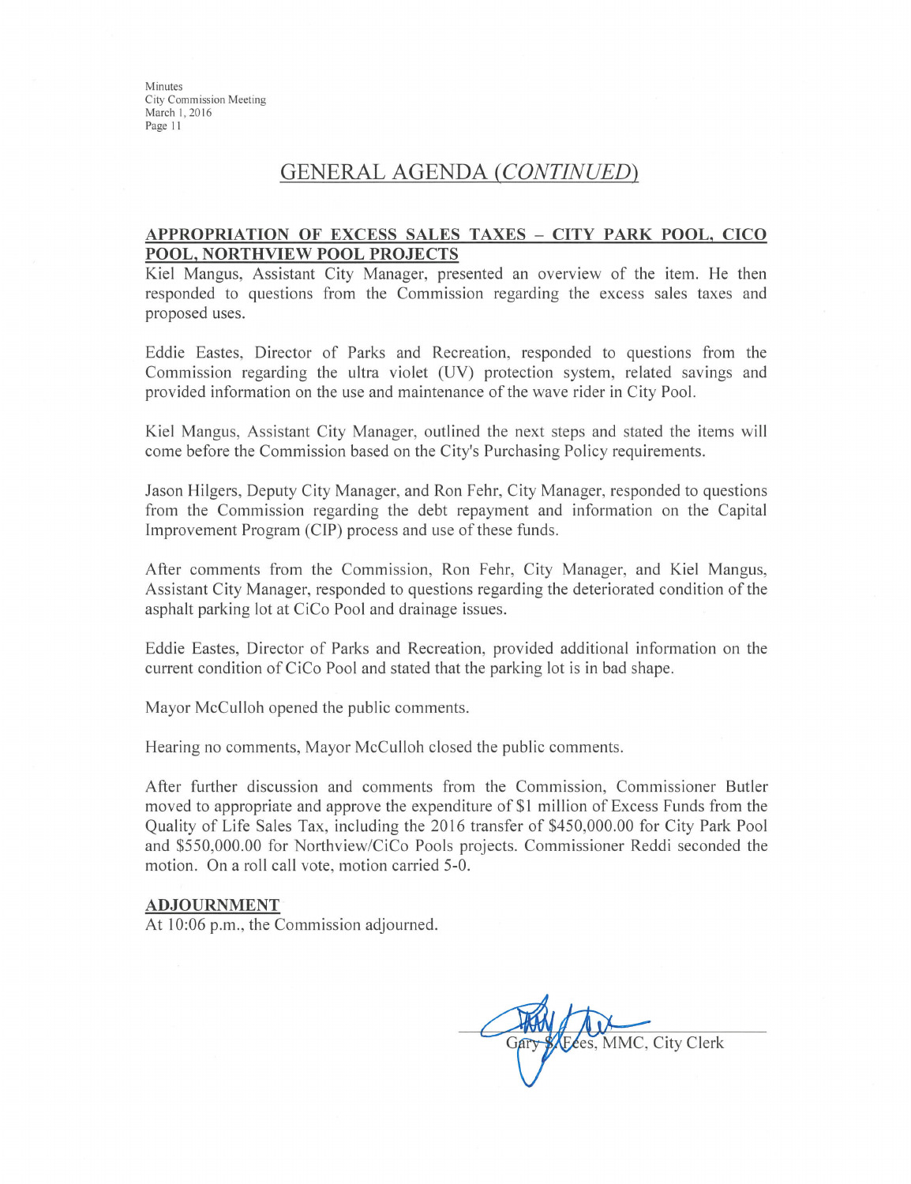## GENERAL AGENDA *(CONTINUED)*

**APPROPRIATION OF EXCESS SALES TAXES – CITY PARK POOL, CICO POOL, NORTHVIEW POOL PROJECTS**

Kiel Mangus, Assistant City Manager, presented an overview of the item. He then responded to questions from the Commission regarding the excess sales taxes and proposed uses.

Eddie Eastes, Director of Parks and Recreation, responded to questions from the Commission regarding the ultra violet (UV) protection system, related savings and provided information on the use and maintenance of the wave rider in City Pool.

Kiel Mangus, Assistant City Manager, outlined the next steps and stated the items will come before the Commission based on the City's Purchasing Policy requirements.

Jason Hilgers, Deputy City Manager, and Ron Fehr, City Manager, responded to questions from the Commission regarding the debt repayment and information on the Capital Improvement Program (CIP) process and use of these funds.

After comments from the Commission, Ron Fehr, City Manager, and Kiel Mangus, Assistant City Manager, responded to questions regarding the deteriorated condition of the asphalt parking lot at CiCo Pool and drainage issues.

Eddie Eastes, Director of Parks and Recreation, provided additional information on the current condition of CiCo Pool and stated that the parking lot is in bad shape.

Mayor McCulloh opened the public comments.

Hearing no comments, Mayor McCulloh closed the public comments.

After further discussion and comments from the Commission, Commissioner Butler moved to appropriate and approve the expenditure of $1 million of Excess Funds from the Quality of Life Sales Tax, including the 2016 transfer of $450,000.00 for City Park Pool and $550,000.00 for Northview/CiCo Pools projects. Commissioner Reddi seconded the motion. On a roll call vote, motion carried 5-0.

**ADJOURNMENT**

At 10:06 p.m., the Commission adjourned.

Gary S. Fees, MMC, City Clerk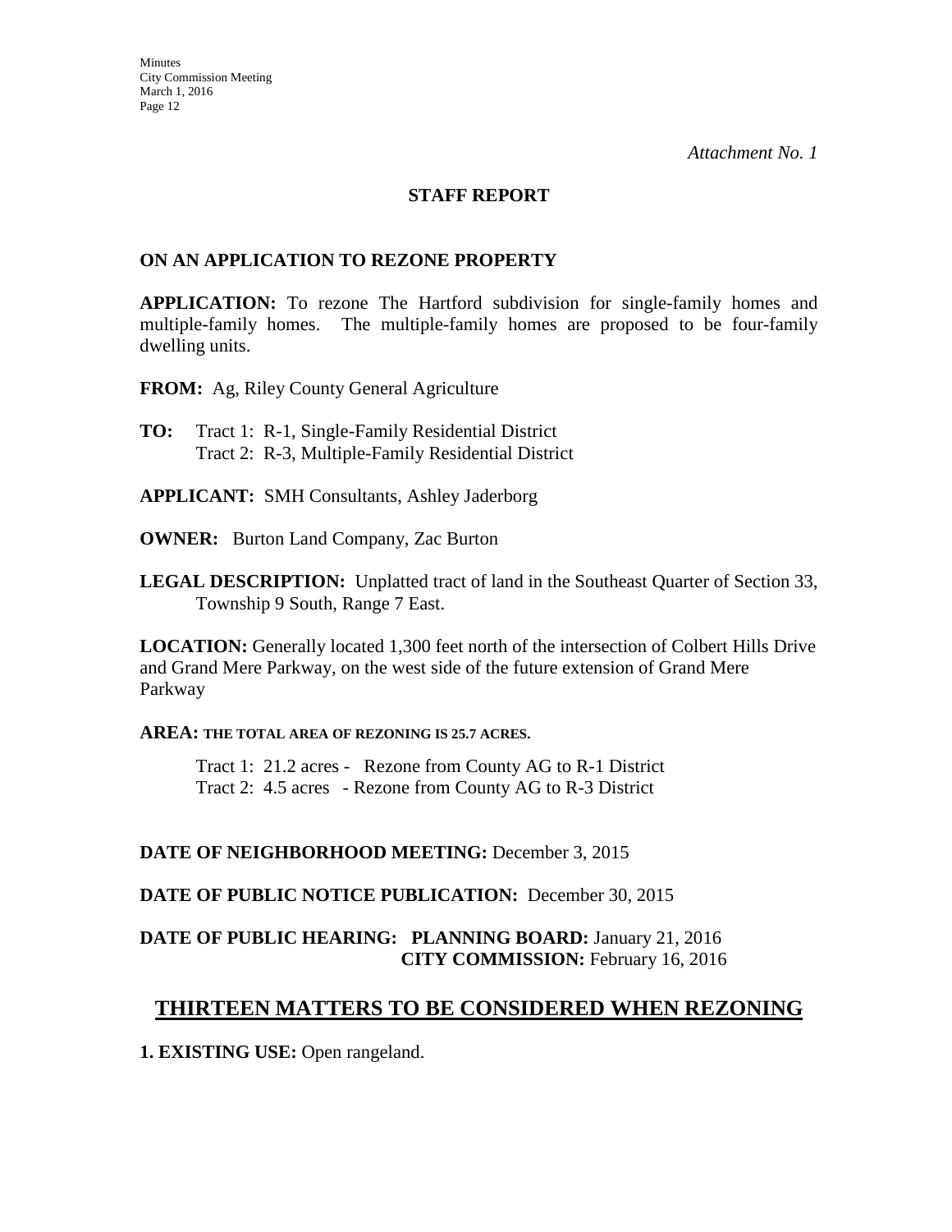*Attachment No. 1*

**STAFF REPORT**

**ON AN APPLICATION TO REZONE PROPERTY**

**APPLICATION:** To rezone The Hartford subdivision for single-family homes and multiple-family homes. The multiple-family homes are proposed to be four-family dwelling units.

**FROM:** Ag, Riley County General Agriculture

**TO:** Tract 1: R-1, Single-Family Residential District
Tract 2: R-3, Multiple-Family Residential District

**APPLICANT:** SMH Consultants, Ashley Jaderborg

**OWNER:** Burton Land Company, Zac Burton

**LEGAL DESCRIPTION:** Unplatted tract of land in the Southeast Quarter of Section 33, Township 9 South, Range 7 East.

**LOCATION:** Generally located 1,300 feet north of the intersection of Colbert Hills Drive and Grand Mere Parkway, on the west side of the future extension of Grand Mere Parkway

**AREA:** THE TOTAL AREA OF REZONING IS 25.7 ACRES.

Tract 1: 21.2 acres - Rezone from County AG to R-1 District
Tract 2: 4.5 acres - Rezone from County AG to R-3 District

**DATE OF NEIGHBORHOOD MEETING:** December 3, 2015

**DATE OF PUBLIC NOTICE PUBLICATION:** December 30, 2015

**DATE OF PUBLIC HEARING: PLANNING BOARD:** January 21, 2016
**CITY COMMISSION:** February 16, 2016

## THIRTEEN MATTERS TO BE CONSIDERED WHEN REZONING

**1. EXISTING USE:** Open rangeland.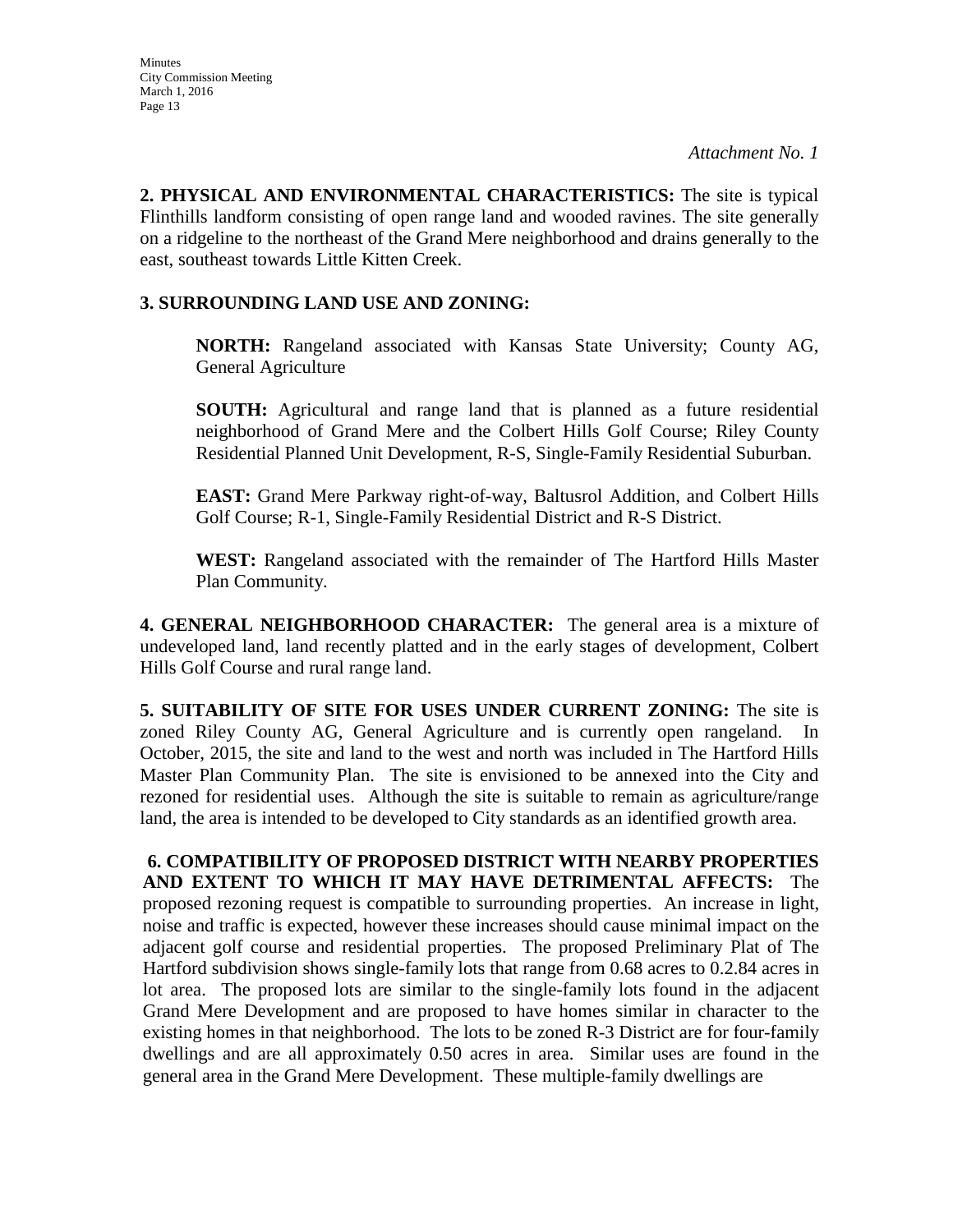*Attachment No. 1*

**2. PHYSICAL AND ENVIRONMENTAL CHARACTERISTICS:** The site is typical Flinthills landform consisting of open range land and wooded ravines. The site generally on a ridgeline to the northeast of the Grand Mere neighborhood and drains generally to the east, southeast towards Little Kitten Creek.

**3. SURROUNDING LAND USE AND ZONING:**

**NORTH:** Rangeland associated with Kansas State University; County AG, General Agriculture

**SOUTH:** Agricultural and range land that is planned as a future residential neighborhood of Grand Mere and the Colbert Hills Golf Course; Riley County Residential Planned Unit Development, R-S, Single-Family Residential Suburban.

**EAST:** Grand Mere Parkway right-of-way, Baltusrol Addition, and Colbert Hills Golf Course; R-1, Single-Family Residential District and R-S District.

**WEST:** Rangeland associated with the remainder of The Hartford Hills Master Plan Community.

**4. GENERAL NEIGHBORHOOD CHARACTER:** The general area is a mixture of undeveloped land, land recently platted and in the early stages of development, Colbert Hills Golf Course and rural range land.

**5. SUITABILITY OF SITE FOR USES UNDER CURRENT ZONING:** The site is zoned Riley County AG, General Agriculture and is currently open rangeland. In October, 2015, the site and land to the west and north was included in The Hartford Hills Master Plan Community Plan. The site is envisioned to be annexed into the City and rezoned for residential uses. Although the site is suitable to remain as agriculture/range land, the area is intended to be developed to City standards as an identified growth area.

**6. COMPATIBILITY OF PROPOSED DISTRICT WITH NEARBY PROPERTIES AND EXTENT TO WHICH IT MAY HAVE DETRIMENTAL AFFECTS:** The proposed rezoning request is compatible to surrounding properties. An increase in light, noise and traffic is expected, however these increases should cause minimal impact on the adjacent golf course and residential properties. The proposed Preliminary Plat of The Hartford subdivision shows single-family lots that range from 0.68 acres to 0.2.84 acres in lot area. The proposed lots are similar to the single-family lots found in the adjacent Grand Mere Development and are proposed to have homes similar in character to the existing homes in that neighborhood. The lots to be zoned R-3 District are for four-family dwellings and are all approximately 0.50 acres in area. Similar uses are found in the general area in the Grand Mere Development. These multiple-family dwellings are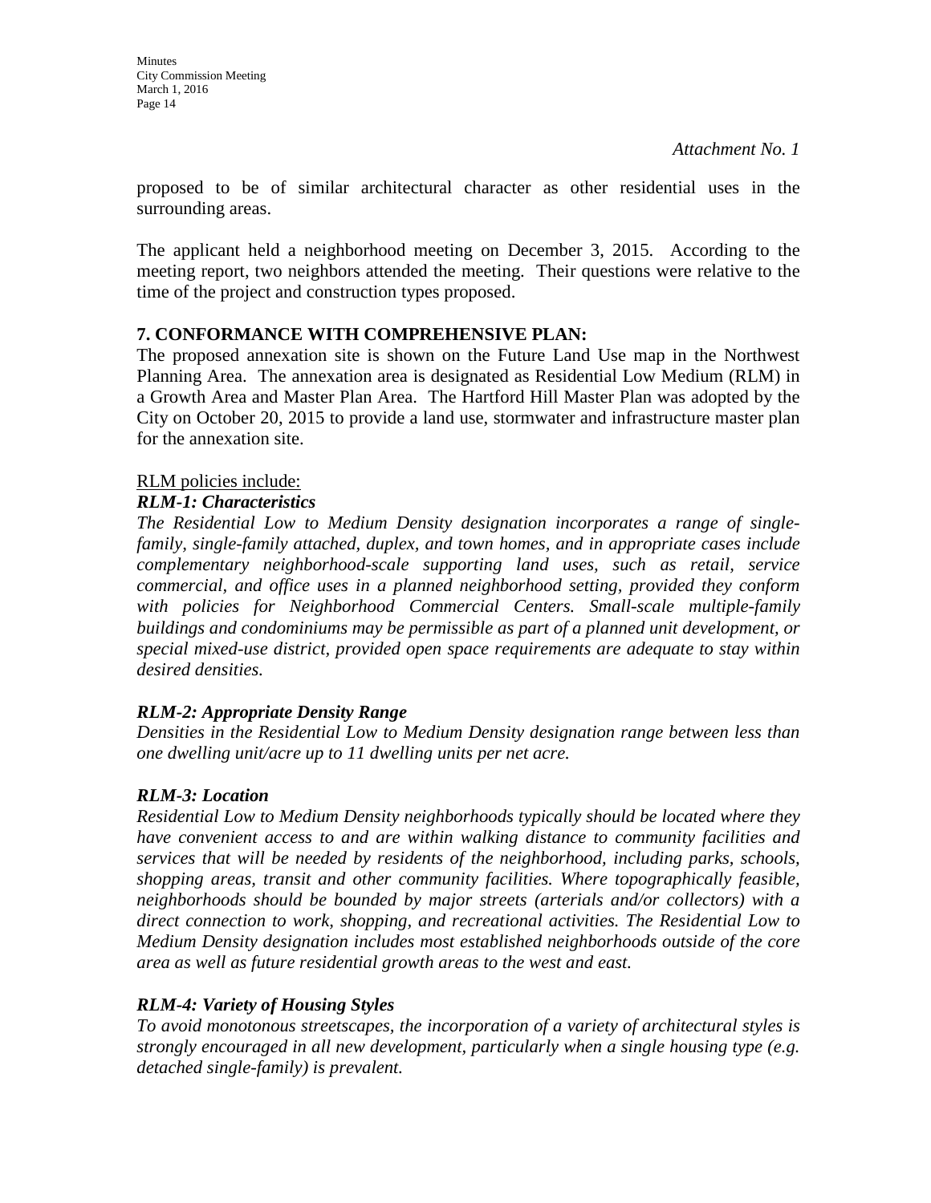*Attachment No. 1*

proposed to be of similar architectural character as other residential uses in the surrounding areas.

The applicant held a neighborhood meeting on December 3, 2015. According to the meeting report, two neighbors attended the meeting. Their questions were relative to the time of the project and construction types proposed.

**7. CONFORMANCE WITH COMPREHENSIVE PLAN:**

The proposed annexation site is shown on the Future Land Use map in the Northwest Planning Area. The annexation area is designated as Residential Low Medium (RLM) in a Growth Area and Master Plan Area. The Hartford Hill Master Plan was adopted by the City on October 20, 2015 to provide a land use, stormwater and infrastructure master plan for the annexation site.

RLM policies include:

***RLM-1: Characteristics***

*The Residential Low to Medium Density designation incorporates a range of single-family, single-family attached, duplex, and town homes, and in appropriate cases include complementary neighborhood-scale supporting land uses, such as retail, service commercial, and office uses in a planned neighborhood setting, provided they conform with policies for Neighborhood Commercial Centers. Small-scale multiple-family buildings and condominiums may be permissible as part of a planned unit development, or special mixed-use district, provided open space requirements are adequate to stay within desired densities.*

***RLM-2: Appropriate Density Range***

*Densities in the Residential Low to Medium Density designation range between less than one dwelling unit/acre up to 11 dwelling units per net acre.*

***RLM-3: Location***

*Residential Low to Medium Density neighborhoods typically should be located where they have convenient access to and are within walking distance to community facilities and services that will be needed by residents of the neighborhood, including parks, schools, shopping areas, transit and other community facilities. Where topographically feasible, neighborhoods should be bounded by major streets (arterials and/or collectors) with a direct connection to work, shopping, and recreational activities. The Residential Low to Medium Density designation includes most established neighborhoods outside of the core area as well as future residential growth areas to the west and east.*

***RLM-4: Variety of Housing Styles***

*To avoid monotonous streetscapes, the incorporation of a variety of architectural styles is strongly encouraged in all new development, particularly when a single housing type (e.g. detached single-family) is prevalent.*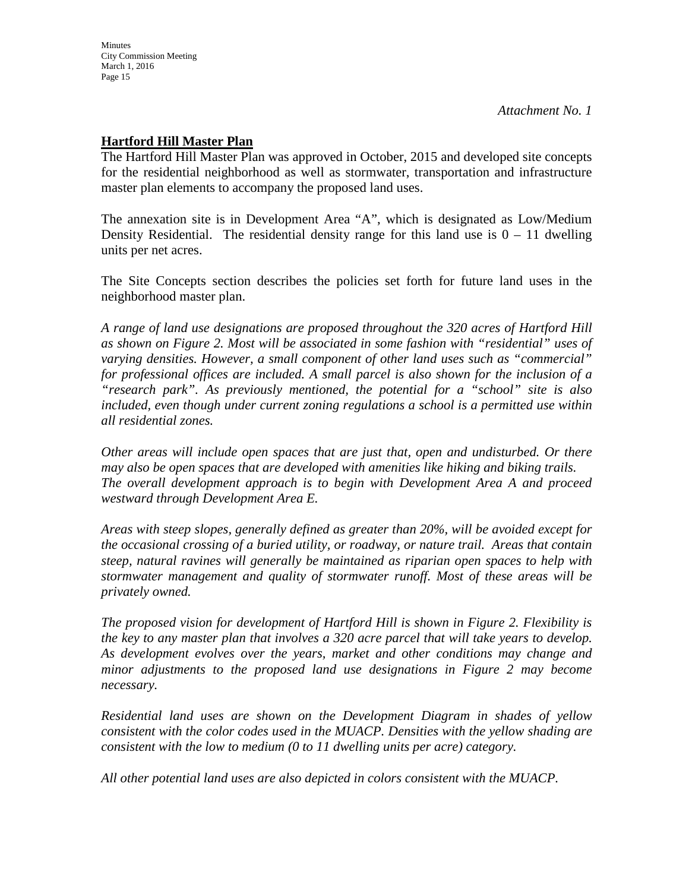*Attachment No. 1*

**Hartford Hill Master Plan**

The Hartford Hill Master Plan was approved in October, 2015 and developed site concepts for the residential neighborhood as well as stormwater, transportation and infrastructure master plan elements to accompany the proposed land uses.

The annexation site is in Development Area "A", which is designated as Low/Medium Density Residential. The residential density range for this land use is 0 – 11 dwelling units per net acres.

The Site Concepts section describes the policies set forth for future land uses in the neighborhood master plan.

*A range of land use designations are proposed throughout the 320 acres of Hartford Hill as shown on Figure 2. Most will be associated in some fashion with "residential" uses of varying densities. However, a small component of other land uses such as "commercial" for professional offices are included. A small parcel is also shown for the inclusion of a "research park". As previously mentioned, the potential for a "school" site is also included, even though under current zoning regulations a school is a permitted use within all residential zones.*

*Other areas will include open spaces that are just that, open and undisturbed. Or there may also be open spaces that are developed with amenities like hiking and biking trails. The overall development approach is to begin with Development Area A and proceed westward through Development Area E.*

*Areas with steep slopes, generally defined as greater than 20%, will be avoided except for the occasional crossing of a buried utility, or roadway, or nature trail. Areas that contain steep, natural ravines will generally be maintained as riparian open spaces to help with stormwater management and quality of stormwater runoff. Most of these areas will be privately owned.*

*The proposed vision for development of Hartford Hill is shown in Figure 2. Flexibility is the key to any master plan that involves a 320 acre parcel that will take years to develop. As development evolves over the years, market and other conditions may change and minor adjustments to the proposed land use designations in Figure 2 may become necessary.*

*Residential land uses are shown on the Development Diagram in shades of yellow consistent with the color codes used in the MUACP. Densities with the yellow shading are consistent with the low to medium (0 to 11 dwelling units per acre) category.*

*All other potential land uses are also depicted in colors consistent with the MUACP.*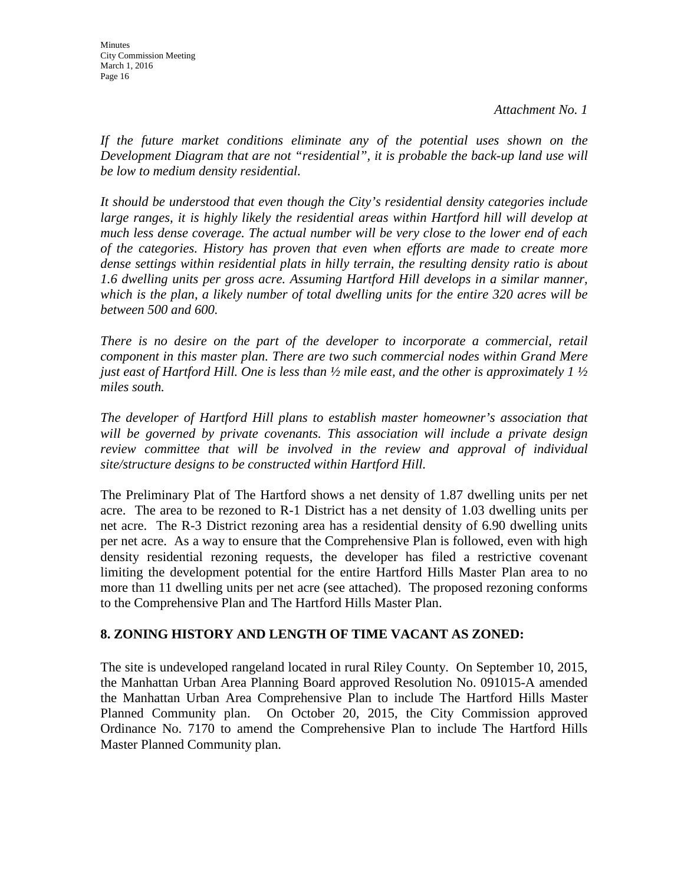*Attachment No. 1*

*If the future market conditions eliminate any of the potential uses shown on the Development Diagram that are not "residential", it is probable the back-up land use will be low to medium density residential.*

*It should be understood that even though the City's residential density categories include large ranges, it is highly likely the residential areas within Hartford hill will develop at much less dense coverage. The actual number will be very close to the lower end of each of the categories. History has proven that even when efforts are made to create more dense settings within residential plats in hilly terrain, the resulting density ratio is about 1.6 dwelling units per gross acre. Assuming Hartford Hill develops in a similar manner, which is the plan, a likely number of total dwelling units for the entire 320 acres will be between 500 and 600.*

*There is no desire on the part of the developer to incorporate a commercial, retail component in this master plan. There are two such commercial nodes within Grand Mere just east of Hartford Hill. One is less than ½ mile east, and the other is approximately 1 ½ miles south.*

*The developer of Hartford Hill plans to establish master homeowner's association that will be governed by private covenants. This association will include a private design review committee that will be involved in the review and approval of individual site/structure designs to be constructed within Hartford Hill.*

The Preliminary Plat of The Hartford shows a net density of 1.87 dwelling units per net acre. The area to be rezoned to R-1 District has a net density of 1.03 dwelling units per net acre. The R-3 District rezoning area has a residential density of 6.90 dwelling units per net acre. As a way to ensure that the Comprehensive Plan is followed, even with high density residential rezoning requests, the developer has filed a restrictive covenant limiting the development potential for the entire Hartford Hills Master Plan area to no more than 11 dwelling units per net acre (see attached). The proposed rezoning conforms to the Comprehensive Plan and The Hartford Hills Master Plan.

## 8. ZONING HISTORY AND LENGTH OF TIME VACANT AS ZONED:

The site is undeveloped rangeland located in rural Riley County. On September 10, 2015, the Manhattan Urban Area Planning Board approved Resolution No. 091015-A amended the Manhattan Urban Area Comprehensive Plan to include The Hartford Hills Master Planned Community plan. On October 20, 2015, the City Commission approved Ordinance No. 7170 to amend the Comprehensive Plan to include The Hartford Hills Master Planned Community plan.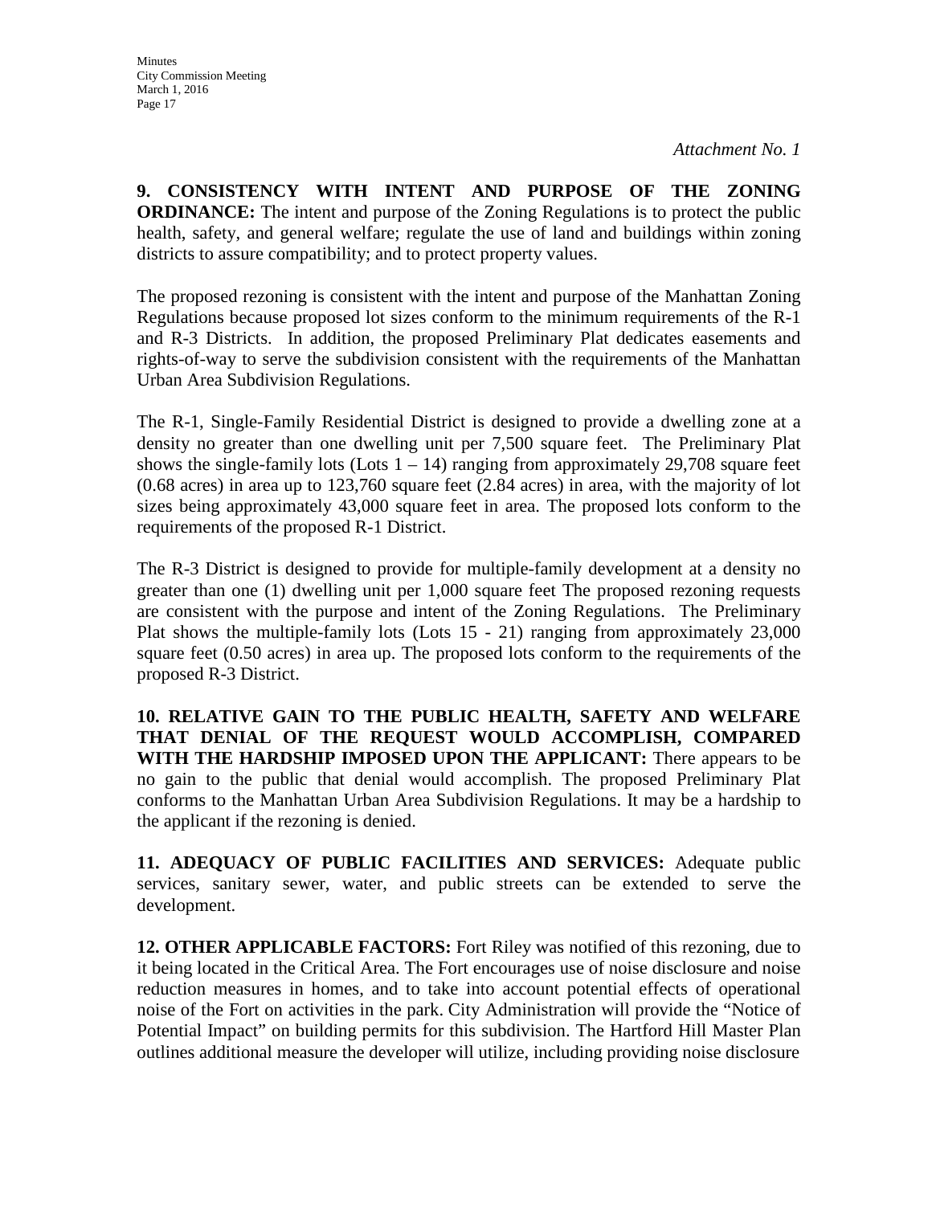*Attachment No. 1*

**9. CONSISTENCY WITH INTENT AND PURPOSE OF THE ZONING ORDINANCE:** The intent and purpose of the Zoning Regulations is to protect the public health, safety, and general welfare; regulate the use of land and buildings within zoning districts to assure compatibility; and to protect property values.

The proposed rezoning is consistent with the intent and purpose of the Manhattan Zoning Regulations because proposed lot sizes conform to the minimum requirements of the R-1 and R-3 Districts. In addition, the proposed Preliminary Plat dedicates easements and rights-of-way to serve the subdivision consistent with the requirements of the Manhattan Urban Area Subdivision Regulations.

The R-1, Single-Family Residential District is designed to provide a dwelling zone at a density no greater than one dwelling unit per 7,500 square feet. The Preliminary Plat shows the single-family lots (Lots 1 – 14) ranging from approximately 29,708 square feet (0.68 acres) in area up to 123,760 square feet (2.84 acres) in area, with the majority of lot sizes being approximately 43,000 square feet in area. The proposed lots conform to the requirements of the proposed R-1 District.

The R-3 District is designed to provide for multiple-family development at a density no greater than one (1) dwelling unit per 1,000 square feet The proposed rezoning requests are consistent with the purpose and intent of the Zoning Regulations. The Preliminary Plat shows the multiple-family lots (Lots 15 - 21) ranging from approximately 23,000 square feet (0.50 acres) in area up. The proposed lots conform to the requirements of the proposed R-3 District.

**10. RELATIVE GAIN TO THE PUBLIC HEALTH, SAFETY AND WELFARE THAT DENIAL OF THE REQUEST WOULD ACCOMPLISH, COMPARED WITH THE HARDSHIP IMPOSED UPON THE APPLICANT:** There appears to be no gain to the public that denial would accomplish. The proposed Preliminary Plat conforms to the Manhattan Urban Area Subdivision Regulations. It may be a hardship to the applicant if the rezoning is denied.

**11. ADEQUACY OF PUBLIC FACILITIES AND SERVICES:** Adequate public services, sanitary sewer, water, and public streets can be extended to serve the development.

**12. OTHER APPLICABLE FACTORS:** Fort Riley was notified of this rezoning, due to it being located in the Critical Area. The Fort encourages use of noise disclosure and noise reduction measures in homes, and to take into account potential effects of operational noise of the Fort on activities in the park. City Administration will provide the "Notice of Potential Impact" on building permits for this subdivision. The Hartford Hill Master Plan outlines additional measure the developer will utilize, including providing noise disclosure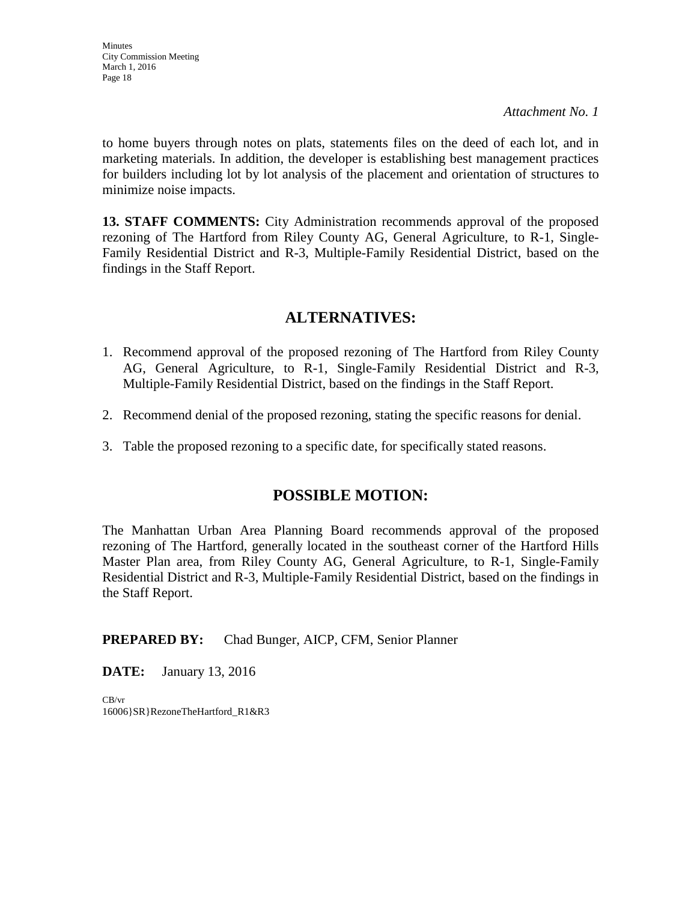*Attachment No. 1*

to home buyers through notes on plats, statements files on the deed of each lot, and in marketing materials. In addition, the developer is establishing best management practices for builders including lot by lot analysis of the placement and orientation of structures to minimize noise impacts.

**13. STAFF COMMENTS:** City Administration recommends approval of the proposed rezoning of The Hartford from Riley County AG, General Agriculture, to R-1, Single-Family Residential District and R-3, Multiple-Family Residential District, based on the findings in the Staff Report.

## ALTERNATIVES:

1. Recommend approval of the proposed rezoning of The Hartford from Riley County AG, General Agriculture, to R-1, Single-Family Residential District and R-3, Multiple-Family Residential District, based on the findings in the Staff Report.

2. Recommend denial of the proposed rezoning, stating the specific reasons for denial.

3. Table the proposed rezoning to a specific date, for specifically stated reasons.

## POSSIBLE MOTION:

The Manhattan Urban Area Planning Board recommends approval of the proposed rezoning of The Hartford, generally located in the southeast corner of the Hartford Hills Master Plan area, from Riley County AG, General Agriculture, to R-1, Single-Family Residential District and R-3, Multiple-Family Residential District, based on the findings in the Staff Report.

**PREPARED BY:** Chad Bunger, AICP, CFM, Senior Planner

**DATE:** January 13, 2016

CB/vr
16006}SR}RezoneTheHartford_R1&R3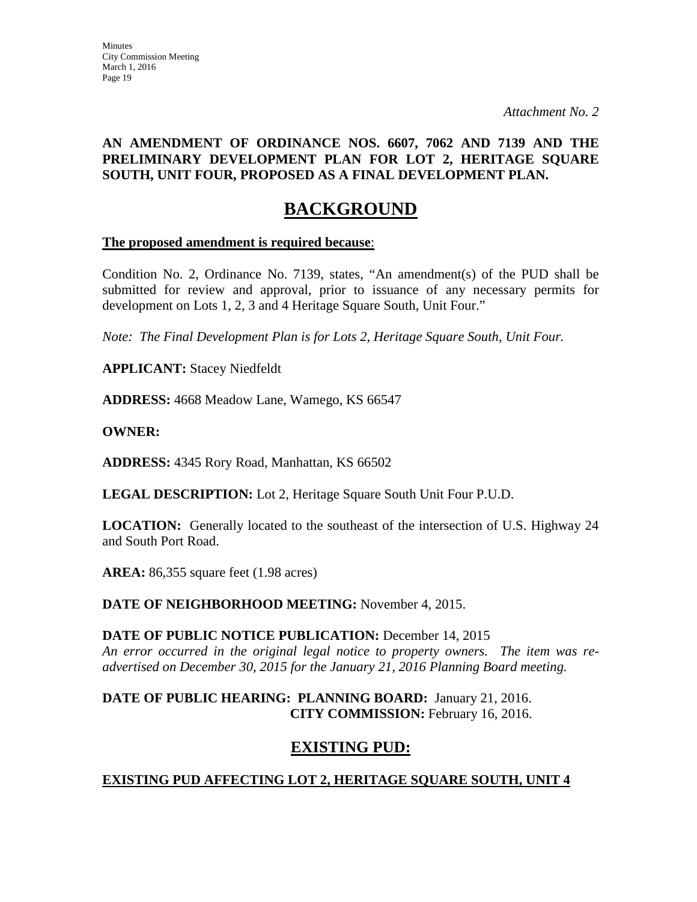*Attachment No. 2*

**AN AMENDMENT OF ORDINANCE NOS. 6607, 7062 AND 7139 AND THE PRELIMINARY DEVELOPMENT PLAN FOR LOT 2, HERITAGE SQUARE SOUTH, UNIT FOUR, PROPOSED AS A FINAL DEVELOPMENT PLAN.**

# BACKGROUND

**The proposed amendment is required because**:

Condition No. 2, Ordinance No. 7139, states, "An amendment(s) of the PUD shall be submitted for review and approval, prior to issuance of any necessary permits for development on Lots 1, 2, 3 and 4 Heritage Square South, Unit Four."

*Note: The Final Development Plan is for Lots 2, Heritage Square South, Unit Four.*

**APPLICANT:** Stacey Niedfeldt

**ADDRESS:** 4668 Meadow Lane, Wamego, KS 66547

**OWNER:**

**ADDRESS:** 4345 Rory Road, Manhattan, KS 66502

**LEGAL DESCRIPTION:** Lot 2, Heritage Square South Unit Four P.U.D.

**LOCATION:** Generally located to the southeast of the intersection of U.S. Highway 24 and South Port Road.

**AREA:** 86,355 square feet (1.98 acres)

**DATE OF NEIGHBORHOOD MEETING:** November 4, 2015.

**DATE OF PUBLIC NOTICE PUBLICATION:** December 14, 2015
*An error occurred in the original legal notice to property owners. The item was re-advertised on December 30, 2015 for the January 21, 2016 Planning Board meeting.*

**DATE OF PUBLIC HEARING: PLANNING BOARD:** January 21, 2016.
**CITY COMMISSION:** February 16, 2016.

## EXISTING PUD:

**EXISTING PUD AFFECTING LOT 2, HERITAGE SQUARE SOUTH, UNIT 4**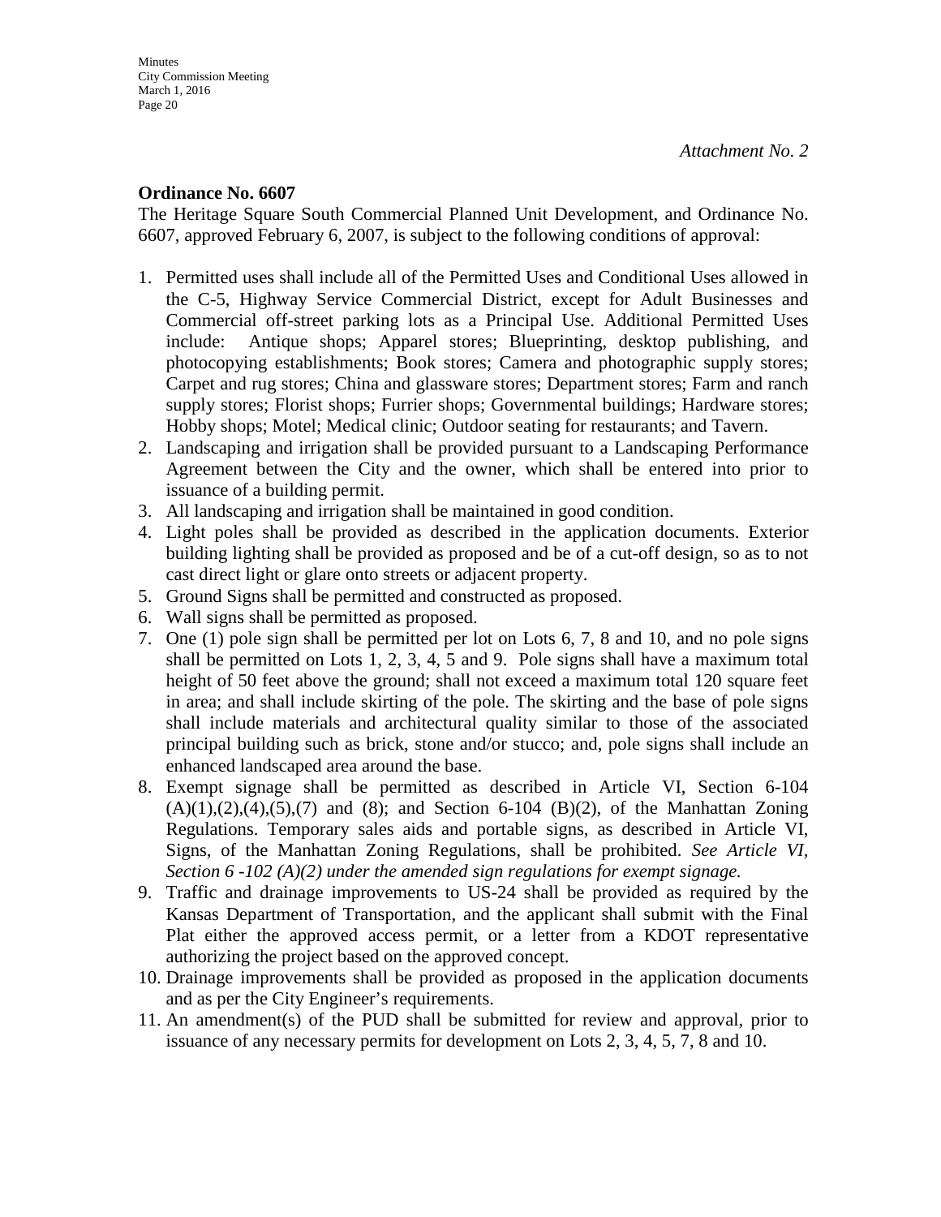*Attachment No. 2*

**Ordinance No. 6607**

The Heritage Square South Commercial Planned Unit Development, and Ordinance No. 6607, approved February 6, 2007, is subject to the following conditions of approval:

1. Permitted uses shall include all of the Permitted Uses and Conditional Uses allowed in the C-5, Highway Service Commercial District, except for Adult Businesses and Commercial off-street parking lots as a Principal Use. Additional Permitted Uses include: Antique shops; Apparel stores; Blueprinting, desktop publishing, and photocopying establishments; Book stores; Camera and photographic supply stores; Carpet and rug stores; China and glassware stores; Department stores; Farm and ranch supply stores; Florist shops; Furrier shops; Governmental buildings; Hardware stores; Hobby shops; Motel; Medical clinic; Outdoor seating for restaurants; and Tavern.
2. Landscaping and irrigation shall be provided pursuant to a Landscaping Performance Agreement between the City and the owner, which shall be entered into prior to issuance of a building permit.
3. All landscaping and irrigation shall be maintained in good condition.
4. Light poles shall be provided as described in the application documents. Exterior building lighting shall be provided as proposed and be of a cut-off design, so as to not cast direct light or glare onto streets or adjacent property.
5. Ground Signs shall be permitted and constructed as proposed.
6. Wall signs shall be permitted as proposed.
7. One (1) pole sign shall be permitted per lot on Lots 6, 7, 8 and 10, and no pole signs shall be permitted on Lots 1, 2, 3, 4, 5 and 9. Pole signs shall have a maximum total height of 50 feet above the ground; shall not exceed a maximum total 120 square feet in area; and shall include skirting of the pole. The skirting and the base of pole signs shall include materials and architectural quality similar to those of the associated principal building such as brick, stone and/or stucco; and, pole signs shall include an enhanced landscaped area around the base.
8. Exempt signage shall be permitted as described in Article VI, Section 6-104 (A)(1),(2),(4),(5),(7) and (8); and Section 6-104 (B)(2), of the Manhattan Zoning Regulations. Temporary sales aids and portable signs, as described in Article VI, Signs, of the Manhattan Zoning Regulations, shall be prohibited. *See Article VI, Section 6 -102 (A)(2) under the amended sign regulations for exempt signage.*
9. Traffic and drainage improvements to US-24 shall be provided as required by the Kansas Department of Transportation, and the applicant shall submit with the Final Plat either the approved access permit, or a letter from a KDOT representative authorizing the project based on the approved concept.
10. Drainage improvements shall be provided as proposed in the application documents and as per the City Engineer's requirements.
11. An amendment(s) of the PUD shall be submitted for review and approval, prior to issuance of any necessary permits for development on Lots 2, 3, 4, 5, 7, 8 and 10.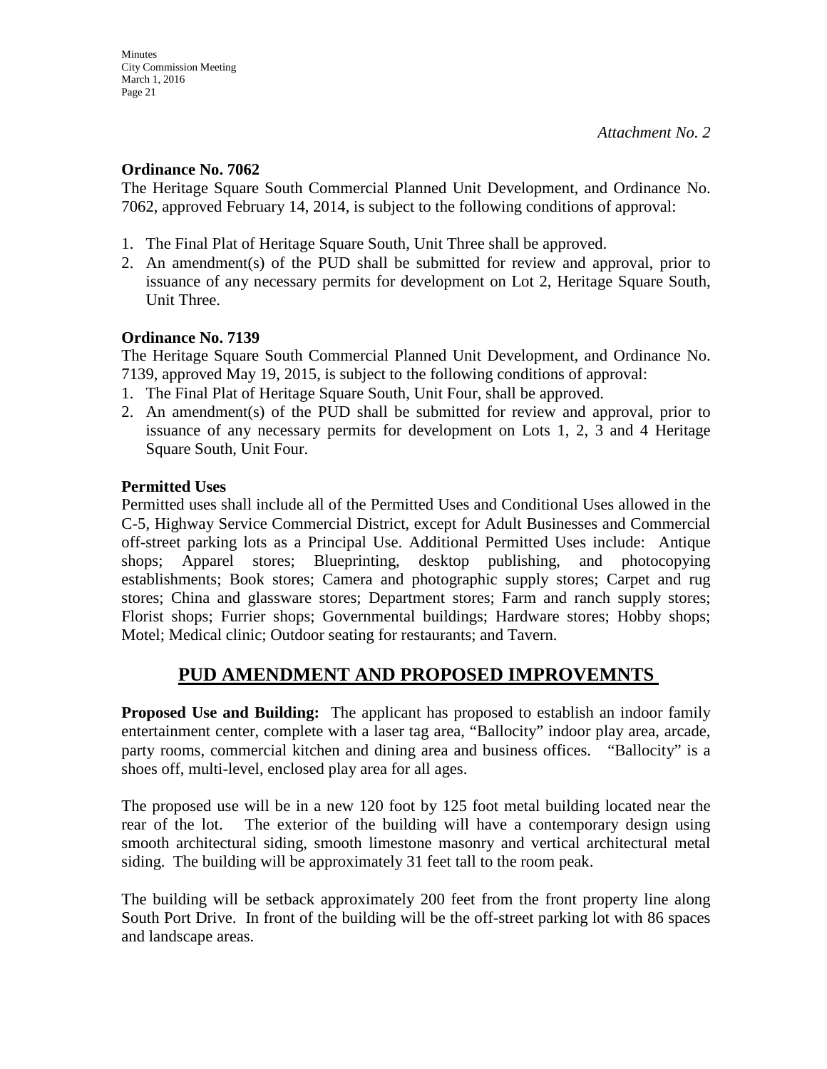*Attachment No. 2*

**Ordinance No. 7062**
The Heritage Square South Commercial Planned Unit Development, and Ordinance No. 7062, approved February 14, 2014, is subject to the following conditions of approval:

1. The Final Plat of Heritage Square South, Unit Three shall be approved.
2. An amendment(s) of the PUD shall be submitted for review and approval, prior to issuance of any necessary permits for development on Lot 2, Heritage Square South, Unit Three.

**Ordinance No. 7139**
The Heritage Square South Commercial Planned Unit Development, and Ordinance No. 7139, approved May 19, 2015, is subject to the following conditions of approval:

1. The Final Plat of Heritage Square South, Unit Four, shall be approved.
2. An amendment(s) of the PUD shall be submitted for review and approval, prior to issuance of any necessary permits for development on Lots 1, 2, 3 and 4 Heritage Square South, Unit Four.

**Permitted Uses**
Permitted uses shall include all of the Permitted Uses and Conditional Uses allowed in the C-5, Highway Service Commercial District, except for Adult Businesses and Commercial off-street parking lots as a Principal Use. Additional Permitted Uses include: Antique shops; Apparel stores; Blueprinting, desktop publishing, and photocopying establishments; Book stores; Camera and photographic supply stores; Carpet and rug stores; China and glassware stores; Department stores; Farm and ranch supply stores; Florist shops; Furrier shops; Governmental buildings; Hardware stores; Hobby shops; Motel; Medical clinic; Outdoor seating for restaurants; and Tavern.

## PUD AMENDMENT AND PROPOSED IMPROVEMNTS

**Proposed Use and Building:** The applicant has proposed to establish an indoor family entertainment center, complete with a laser tag area, "Ballocity" indoor play area, arcade, party rooms, commercial kitchen and dining area and business offices. "Ballocity" is a shoes off, multi-level, enclosed play area for all ages.

The proposed use will be in a new 120 foot by 125 foot metal building located near the rear of the lot. The exterior of the building will have a contemporary design using smooth architectural siding, smooth limestone masonry and vertical architectural metal siding. The building will be approximately 31 feet tall to the room peak.

The building will be setback approximately 200 feet from the front property line along South Port Drive. In front of the building will be the off-street parking lot with 86 spaces and landscape areas.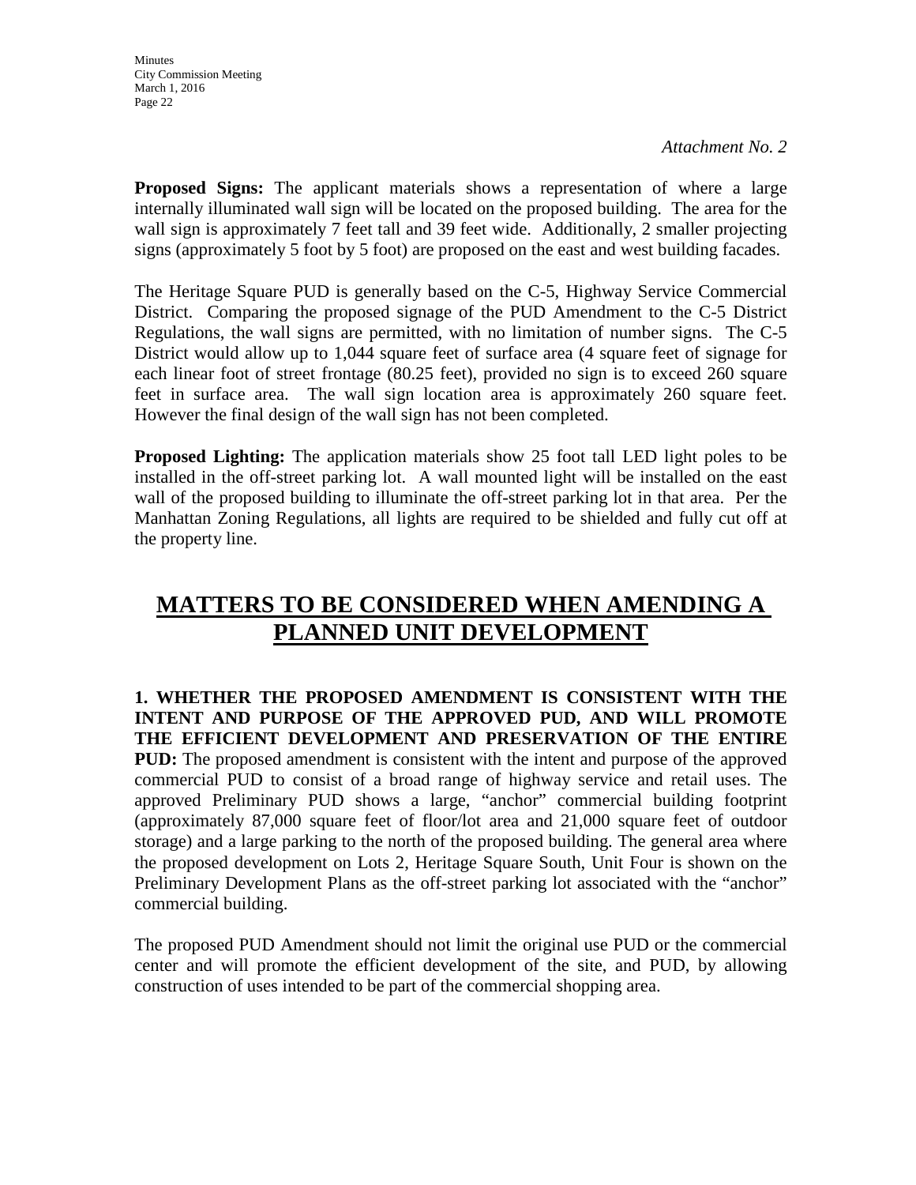*Attachment No. 2*

**Proposed Signs:** The applicant materials shows a representation of where a large internally illuminated wall sign will be located on the proposed building. The area for the wall sign is approximately 7 feet tall and 39 feet wide. Additionally, 2 smaller projecting signs (approximately 5 foot by 5 foot) are proposed on the east and west building facades.

The Heritage Square PUD is generally based on the C-5, Highway Service Commercial District. Comparing the proposed signage of the PUD Amendment to the C-5 District Regulations, the wall signs are permitted, with no limitation of number signs. The C-5 District would allow up to 1,044 square feet of surface area (4 square feet of signage for each linear foot of street frontage (80.25 feet), provided no sign is to exceed 260 square feet in surface area. The wall sign location area is approximately 260 square feet. However the final design of the wall sign has not been completed.

**Proposed Lighting:** The application materials show 25 foot tall LED light poles to be installed in the off-street parking lot. A wall mounted light will be installed on the east wall of the proposed building to illuminate the off-street parking lot in that area. Per the Manhattan Zoning Regulations, all lights are required to be shielded and fully cut off at the property line.

## MATTERS TO BE CONSIDERED WHEN AMENDING A PLANNED UNIT DEVELOPMENT

**1. WHETHER THE PROPOSED AMENDMENT IS CONSISTENT WITH THE INTENT AND PURPOSE OF THE APPROVED PUD, AND WILL PROMOTE THE EFFICIENT DEVELOPMENT AND PRESERVATION OF THE ENTIRE PUD:** The proposed amendment is consistent with the intent and purpose of the approved commercial PUD to consist of a broad range of highway service and retail uses. The approved Preliminary PUD shows a large, "anchor" commercial building footprint (approximately 87,000 square feet of floor/lot area and 21,000 square feet of outdoor storage) and a large parking to the north of the proposed building. The general area where the proposed development on Lots 2, Heritage Square South, Unit Four is shown on the Preliminary Development Plans as the off-street parking lot associated with the "anchor" commercial building.

The proposed PUD Amendment should not limit the original use PUD or the commercial center and will promote the efficient development of the site, and PUD, by allowing construction of uses intended to be part of the commercial shopping area.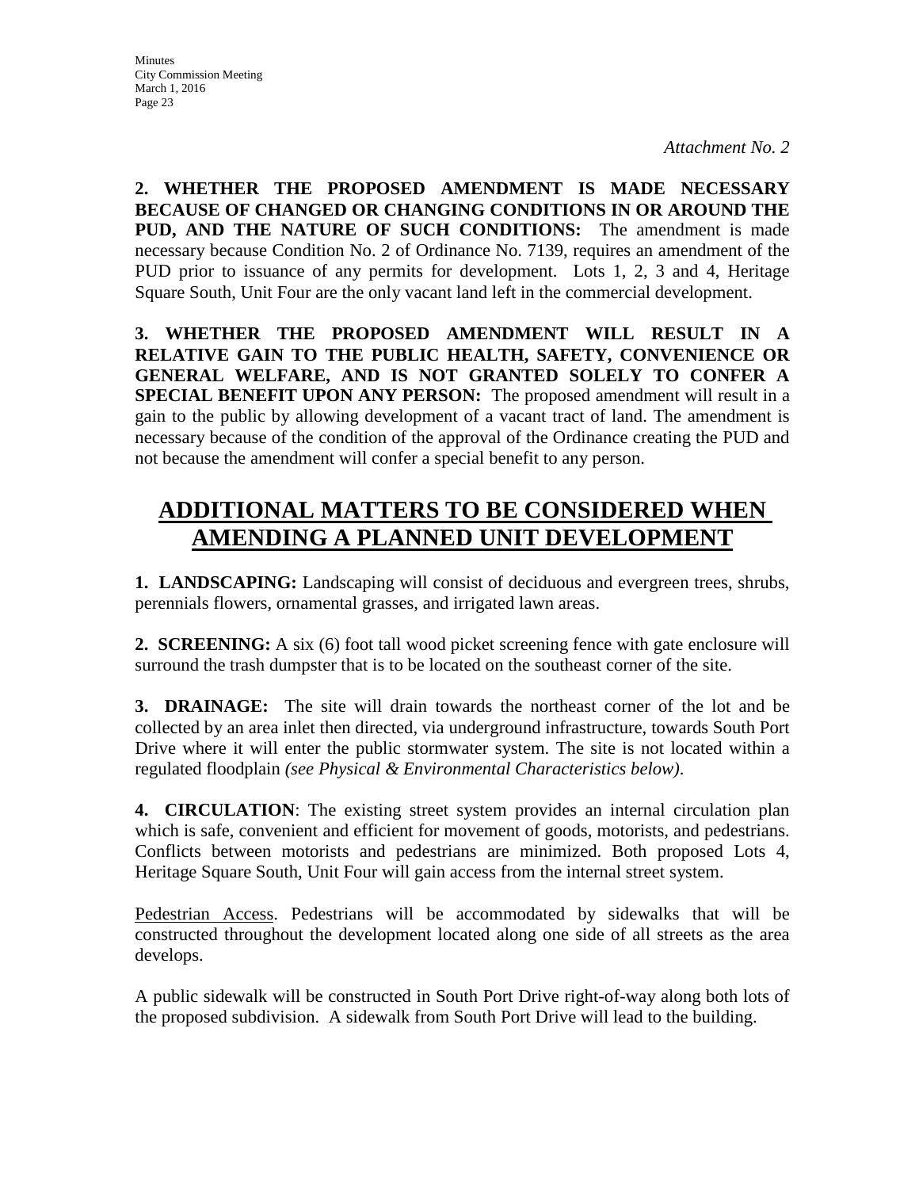*Attachment No. 2*

**2. WHETHER THE PROPOSED AMENDMENT IS MADE NECESSARY BECAUSE OF CHANGED OR CHANGING CONDITIONS IN OR AROUND THE PUD, AND THE NATURE OF SUCH CONDITIONS:** The amendment is made necessary because Condition No. 2 of Ordinance No. 7139, requires an amendment of the PUD prior to issuance of any permits for development. Lots 1, 2, 3 and 4, Heritage Square South, Unit Four are the only vacant land left in the commercial development.

**3. WHETHER THE PROPOSED AMENDMENT WILL RESULT IN A RELATIVE GAIN TO THE PUBLIC HEALTH, SAFETY, CONVENIENCE OR GENERAL WELFARE, AND IS NOT GRANTED SOLELY TO CONFER A SPECIAL BENEFIT UPON ANY PERSON:** The proposed amendment will result in a gain to the public by allowing development of a vacant tract of land. The amendment is necessary because of the condition of the approval of the Ordinance creating the PUD and not because the amendment will confer a special benefit to any person.

## ADDITIONAL MATTERS TO BE CONSIDERED WHEN AMENDING A PLANNED UNIT DEVELOPMENT

**1. LANDSCAPING:** Landscaping will consist of deciduous and evergreen trees, shrubs, perennials flowers, ornamental grasses, and irrigated lawn areas.

**2. SCREENING:** A six (6) foot tall wood picket screening fence with gate enclosure will surround the trash dumpster that is to be located on the southeast corner of the site.

**3. DRAINAGE:** The site will drain towards the northeast corner of the lot and be collected by an area inlet then directed, via underground infrastructure, towards South Port Drive where it will enter the public stormwater system. The site is not located within a regulated floodplain *(see Physical & Environmental Characteristics below)*.

**4. CIRCULATION**: The existing street system provides an internal circulation plan which is safe, convenient and efficient for movement of goods, motorists, and pedestrians. Conflicts between motorists and pedestrians are minimized. Both proposed Lots 4, Heritage Square South, Unit Four will gain access from the internal street system.

Pedestrian Access. Pedestrians will be accommodated by sidewalks that will be constructed throughout the development located along one side of all streets as the area develops.

A public sidewalk will be constructed in South Port Drive right-of-way along both lots of the proposed subdivision. A sidewalk from South Port Drive will lead to the building.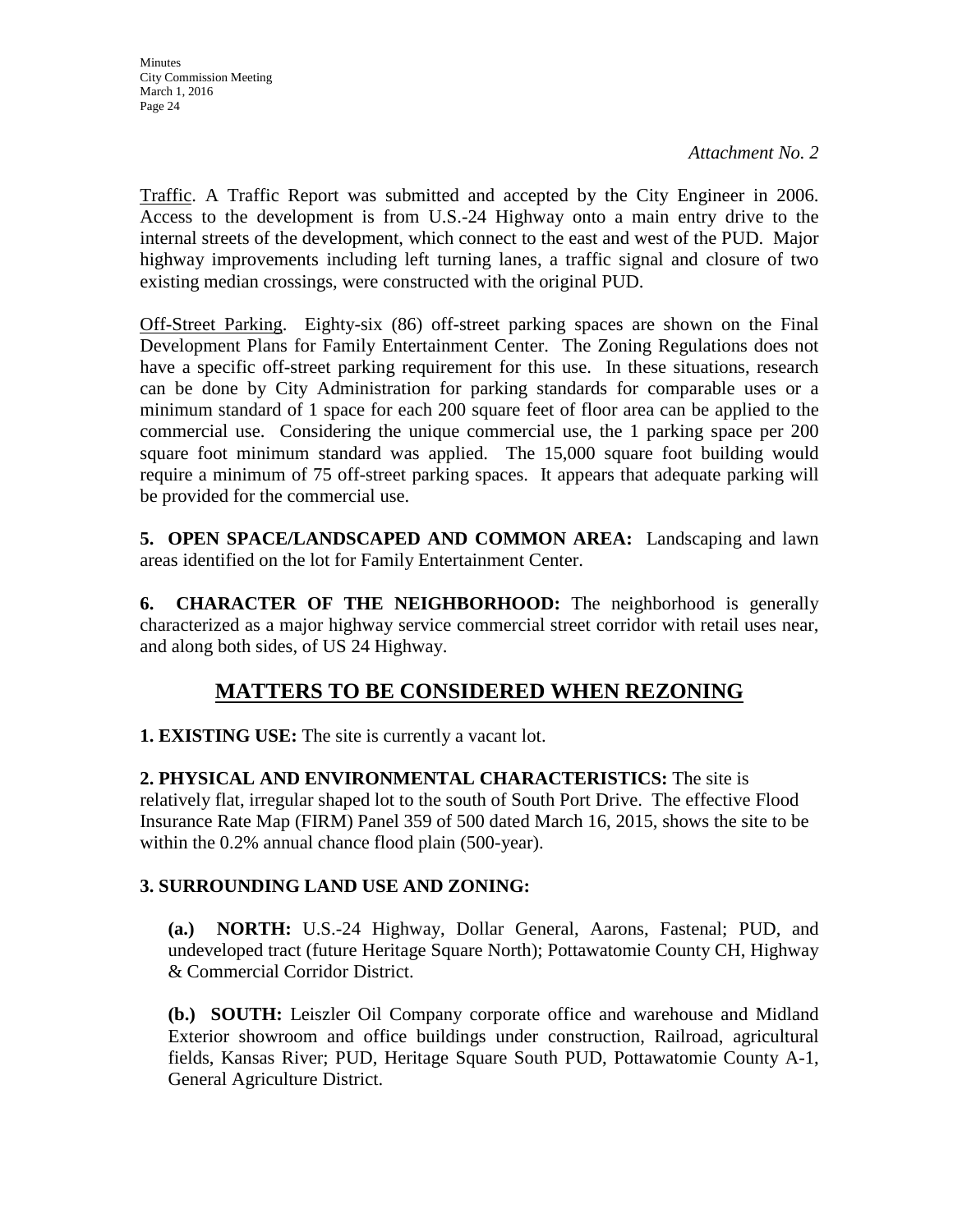*Attachment No. 2*

Traffic. A Traffic Report was submitted and accepted by the City Engineer in 2006. Access to the development is from U.S.-24 Highway onto a main entry drive to the internal streets of the development, which connect to the east and west of the PUD. Major highway improvements including left turning lanes, a traffic signal and closure of two existing median crossings, were constructed with the original PUD.

Off-Street Parking. Eighty-six (86) off-street parking spaces are shown on the Final Development Plans for Family Entertainment Center. The Zoning Regulations does not have a specific off-street parking requirement for this use. In these situations, research can be done by City Administration for parking standards for comparable uses or a minimum standard of 1 space for each 200 square feet of floor area can be applied to the commercial use. Considering the unique commercial use, the 1 parking space per 200 square foot minimum standard was applied. The 15,000 square foot building would require a minimum of 75 off-street parking spaces. It appears that adequate parking will be provided for the commercial use.

**5. OPEN SPACE/LANDSCAPED AND COMMON AREA:** Landscaping and lawn areas identified on the lot for Family Entertainment Center.

**6. CHARACTER OF THE NEIGHBORHOOD:** The neighborhood is generally characterized as a major highway service commercial street corridor with retail uses near, and along both sides, of US 24 Highway.

## MATTERS TO BE CONSIDERED WHEN REZONING

**1. EXISTING USE:** The site is currently a vacant lot.

**2. PHYSICAL AND ENVIRONMENTAL CHARACTERISTICS:** The site is relatively flat, irregular shaped lot to the south of South Port Drive. The effective Flood Insurance Rate Map (FIRM) Panel 359 of 500 dated March 16, 2015, shows the site to be within the 0.2% annual chance flood plain (500-year).

**3. SURROUNDING LAND USE AND ZONING:**

**(a.) NORTH:** U.S.-24 Highway, Dollar General, Aarons, Fastenal; PUD, and undeveloped tract (future Heritage Square North); Pottawatomie County CH, Highway & Commercial Corridor District.

**(b.) SOUTH:** Leiszler Oil Company corporate office and warehouse and Midland Exterior showroom and office buildings under construction, Railroad, agricultural fields, Kansas River; PUD, Heritage Square South PUD, Pottawatomie County A-1, General Agriculture District.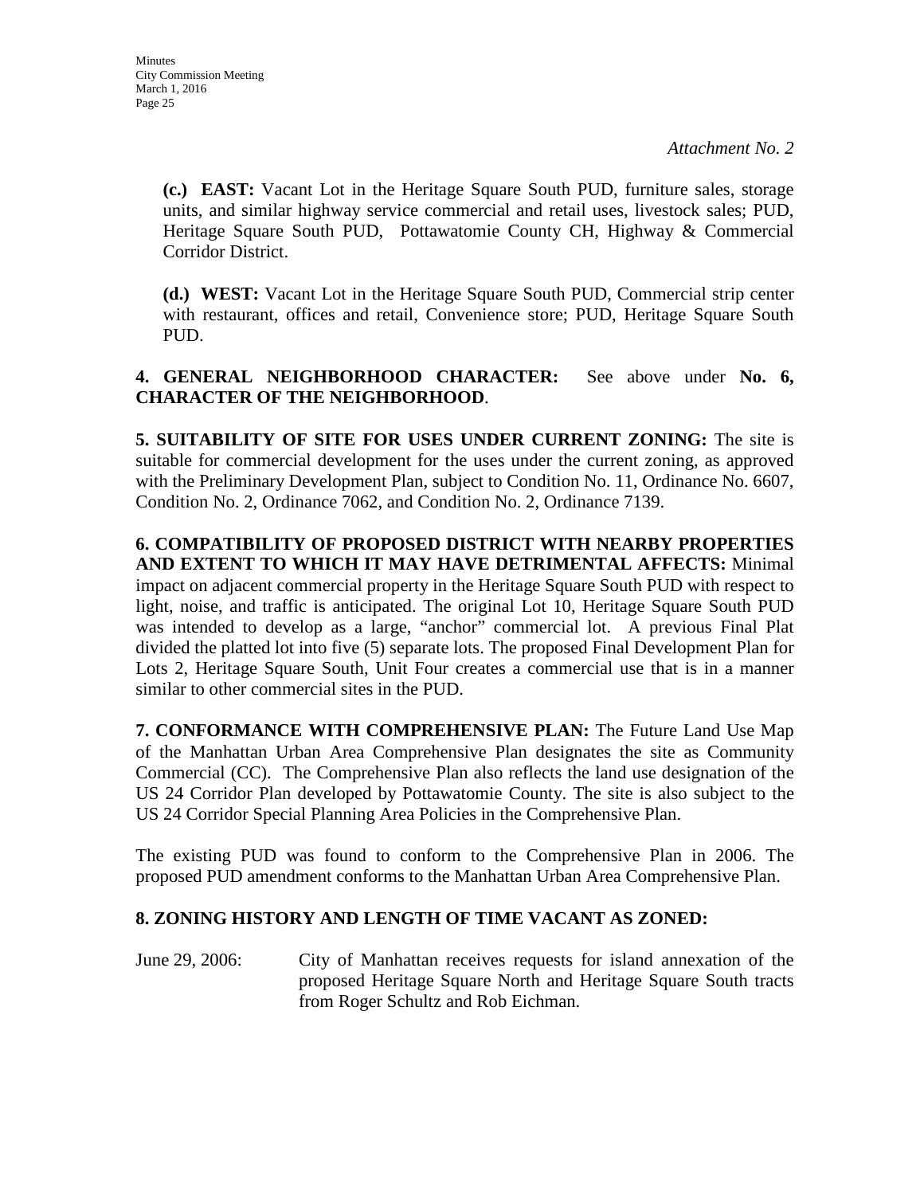*Attachment No. 2*

**(c.) EAST:** Vacant Lot in the Heritage Square South PUD, furniture sales, storage units, and similar highway service commercial and retail uses, livestock sales; PUD, Heritage Square South PUD, Pottawatomie County CH, Highway & Commercial Corridor District.

**(d.) WEST:** Vacant Lot in the Heritage Square South PUD, Commercial strip center with restaurant, offices and retail, Convenience store; PUD, Heritage Square South PUD.

**4. GENERAL NEIGHBORHOOD CHARACTER:** See above under **No. 6, CHARACTER OF THE NEIGHBORHOOD**.

**5. SUITABILITY OF SITE FOR USES UNDER CURRENT ZONING:** The site is suitable for commercial development for the uses under the current zoning, as approved with the Preliminary Development Plan, subject to Condition No. 11, Ordinance No. 6607, Condition No. 2, Ordinance 7062, and Condition No. 2, Ordinance 7139.

**6. COMPATIBILITY OF PROPOSED DISTRICT WITH NEARBY PROPERTIES AND EXTENT TO WHICH IT MAY HAVE DETRIMENTAL AFFECTS:** Minimal impact on adjacent commercial property in the Heritage Square South PUD with respect to light, noise, and traffic is anticipated. The original Lot 10, Heritage Square South PUD was intended to develop as a large, "anchor" commercial lot. A previous Final Plat divided the platted lot into five (5) separate lots. The proposed Final Development Plan for Lots 2, Heritage Square South, Unit Four creates a commercial use that is in a manner similar to other commercial sites in the PUD.

**7. CONFORMANCE WITH COMPREHENSIVE PLAN:** The Future Land Use Map of the Manhattan Urban Area Comprehensive Plan designates the site as Community Commercial (CC). The Comprehensive Plan also reflects the land use designation of the US 24 Corridor Plan developed by Pottawatomie County. The site is also subject to the US 24 Corridor Special Planning Area Policies in the Comprehensive Plan.

The existing PUD was found to conform to the Comprehensive Plan in 2006. The proposed PUD amendment conforms to the Manhattan Urban Area Comprehensive Plan.

**8. ZONING HISTORY AND LENGTH OF TIME VACANT AS ZONED:**

June 29, 2006: City of Manhattan receives requests for island annexation of the proposed Heritage Square North and Heritage Square South tracts from Roger Schultz and Rob Eichman.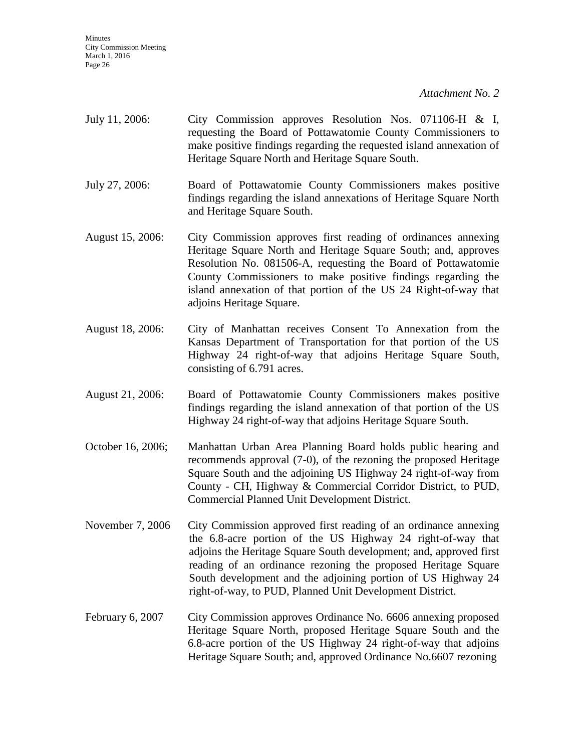*Attachment No. 2*

July 11, 2006: City Commission approves Resolution Nos. 071106-H & I, requesting the Board of Pottawatomie County Commissioners to make positive findings regarding the requested island annexation of Heritage Square North and Heritage Square South.

July 27, 2006: Board of Pottawatomie County Commissioners makes positive findings regarding the island annexations of Heritage Square North and Heritage Square South.

August 15, 2006: City Commission approves first reading of ordinances annexing Heritage Square North and Heritage Square South; and, approves Resolution No. 081506-A, requesting the Board of Pottawatomie County Commissioners to make positive findings regarding the island annexation of that portion of the US 24 Right-of-way that adjoins Heritage Square.

August 18, 2006: City of Manhattan receives Consent To Annexation from the Kansas Department of Transportation for that portion of the US Highway 24 right-of-way that adjoins Heritage Square South, consisting of 6.791 acres.

August 21, 2006: Board of Pottawatomie County Commissioners makes positive findings regarding the island annexation of that portion of the US Highway 24 right-of-way that adjoins Heritage Square South.

October 16, 2006; Manhattan Urban Area Planning Board holds public hearing and recommends approval (7-0), of the rezoning the proposed Heritage Square South and the adjoining US Highway 24 right-of-way from County - CH, Highway & Commercial Corridor District, to PUD, Commercial Planned Unit Development District.

November 7, 2006 City Commission approved first reading of an ordinance annexing the 6.8-acre portion of the US Highway 24 right-of-way that adjoins the Heritage Square South development; and, approved first reading of an ordinance rezoning the proposed Heritage Square South development and the adjoining portion of US Highway 24 right-of-way, to PUD, Planned Unit Development District.

February 6, 2007 City Commission approves Ordinance No. 6606 annexing proposed Heritage Square North, proposed Heritage Square South and the 6.8-acre portion of the US Highway 24 right-of-way that adjoins Heritage Square South; and, approved Ordinance No.6607 rezoning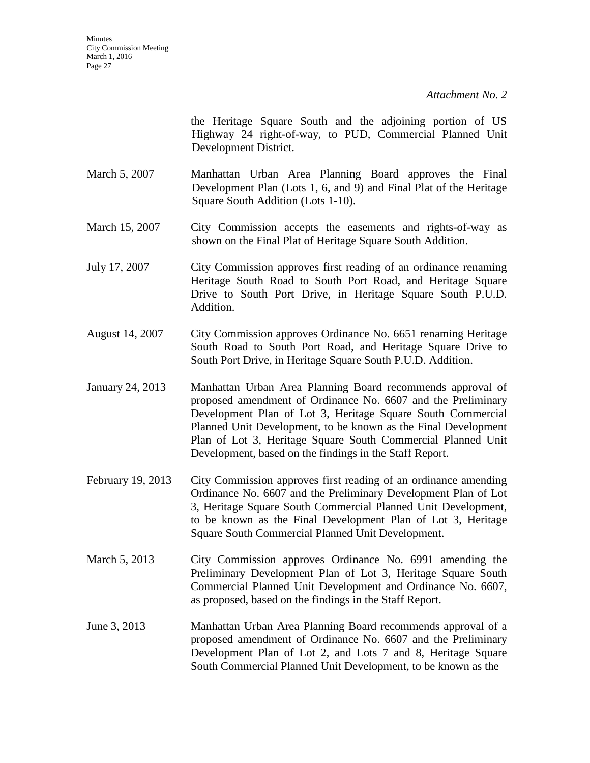*Attachment No. 2*

the Heritage Square South and the adjoining portion of US Highway 24 right-of-way, to PUD, Commercial Planned Unit Development District.

March 5, 2007 — Manhattan Urban Area Planning Board approves the Final Development Plan (Lots 1, 6, and 9) and Final Plat of the Heritage Square South Addition (Lots 1-10).

March 15, 2007 — City Commission accepts the easements and rights-of-way as shown on the Final Plat of Heritage Square South Addition.

July 17, 2007 — City Commission approves first reading of an ordinance renaming Heritage South Road to South Port Road, and Heritage Square Drive to South Port Drive, in Heritage Square South P.U.D. Addition.

August 14, 2007 — City Commission approves Ordinance No. 6651 renaming Heritage South Road to South Port Road, and Heritage Square Drive to South Port Drive, in Heritage Square South P.U.D. Addition.

January 24, 2013 — Manhattan Urban Area Planning Board recommends approval of proposed amendment of Ordinance No. 6607 and the Preliminary Development Plan of Lot 3, Heritage Square South Commercial Planned Unit Development, to be known as the Final Development Plan of Lot 3, Heritage Square South Commercial Planned Unit Development, based on the findings in the Staff Report.

February 19, 2013 — City Commission approves first reading of an ordinance amending Ordinance No. 6607 and the Preliminary Development Plan of Lot 3, Heritage Square South Commercial Planned Unit Development, to be known as the Final Development Plan of Lot 3, Heritage Square South Commercial Planned Unit Development.

March 5, 2013 — City Commission approves Ordinance No. 6991 amending the Preliminary Development Plan of Lot 3, Heritage Square South Commercial Planned Unit Development and Ordinance No. 6607, as proposed, based on the findings in the Staff Report.

June 3, 2013 — Manhattan Urban Area Planning Board recommends approval of a proposed amendment of Ordinance No. 6607 and the Preliminary Development Plan of Lot 2, and Lots 7 and 8, Heritage Square South Commercial Planned Unit Development, to be known as the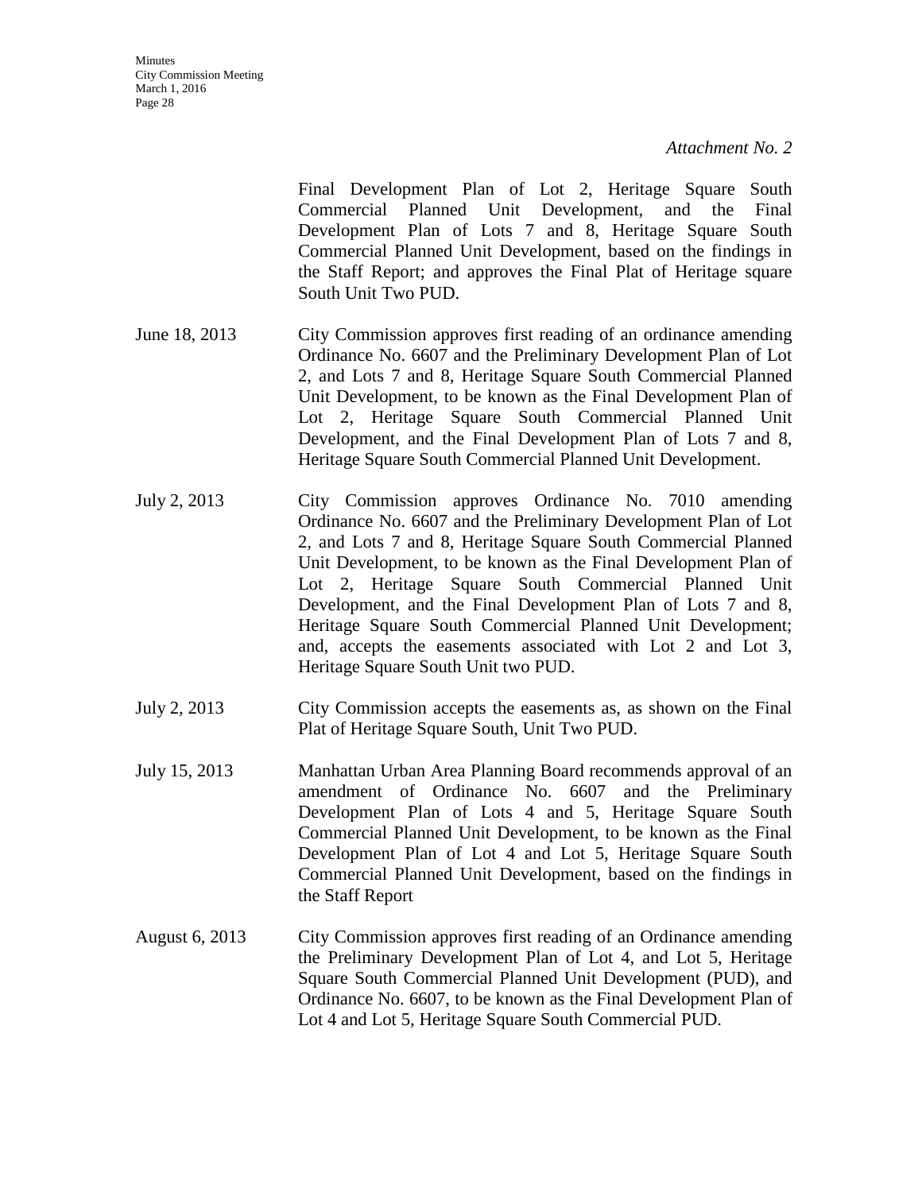*Attachment No. 2*

Final Development Plan of Lot 2, Heritage Square South Commercial Planned Unit Development, and the Final Development Plan of Lots 7 and 8, Heritage Square South Commercial Planned Unit Development, based on the findings in the Staff Report; and approves the Final Plat of Heritage square South Unit Two PUD.

| | |
|---|---|
| June 18, 2013 | City Commission approves first reading of an ordinance amending Ordinance No. 6607 and the Preliminary Development Plan of Lot 2, and Lots 7 and 8, Heritage Square South Commercial Planned Unit Development, to be known as the Final Development Plan of Lot 2, Heritage Square South Commercial Planned Unit Development, and the Final Development Plan of Lots 7 and 8, Heritage Square South Commercial Planned Unit Development. |
| July 2, 2013 | City Commission approves Ordinance No. 7010 amending Ordinance No. 6607 and the Preliminary Development Plan of Lot 2, and Lots 7 and 8, Heritage Square South Commercial Planned Unit Development, to be known as the Final Development Plan of Lot 2, Heritage Square South Commercial Planned Unit Development, and the Final Development Plan of Lots 7 and 8, Heritage Square South Commercial Planned Unit Development; and, accepts the easements associated with Lot 2 and Lot 3, Heritage Square South Unit two PUD. |
| July 2, 2013 | City Commission accepts the easements as, as shown on the Final Plat of Heritage Square South, Unit Two PUD. |
| July 15, 2013 | Manhattan Urban Area Planning Board recommends approval of an amendment of Ordinance No. 6607 and the Preliminary Development Plan of Lots 4 and 5, Heritage Square South Commercial Planned Unit Development, to be known as the Final Development Plan of Lot 4 and Lot 5, Heritage Square South Commercial Planned Unit Development, based on the findings in the Staff Report |
| August 6, 2013 | City Commission approves first reading of an Ordinance amending the Preliminary Development Plan of Lot 4, and Lot 5, Heritage Square South Commercial Planned Unit Development (PUD), and Ordinance No. 6607, to be known as the Final Development Plan of Lot 4 and Lot 5, Heritage Square South Commercial PUD. |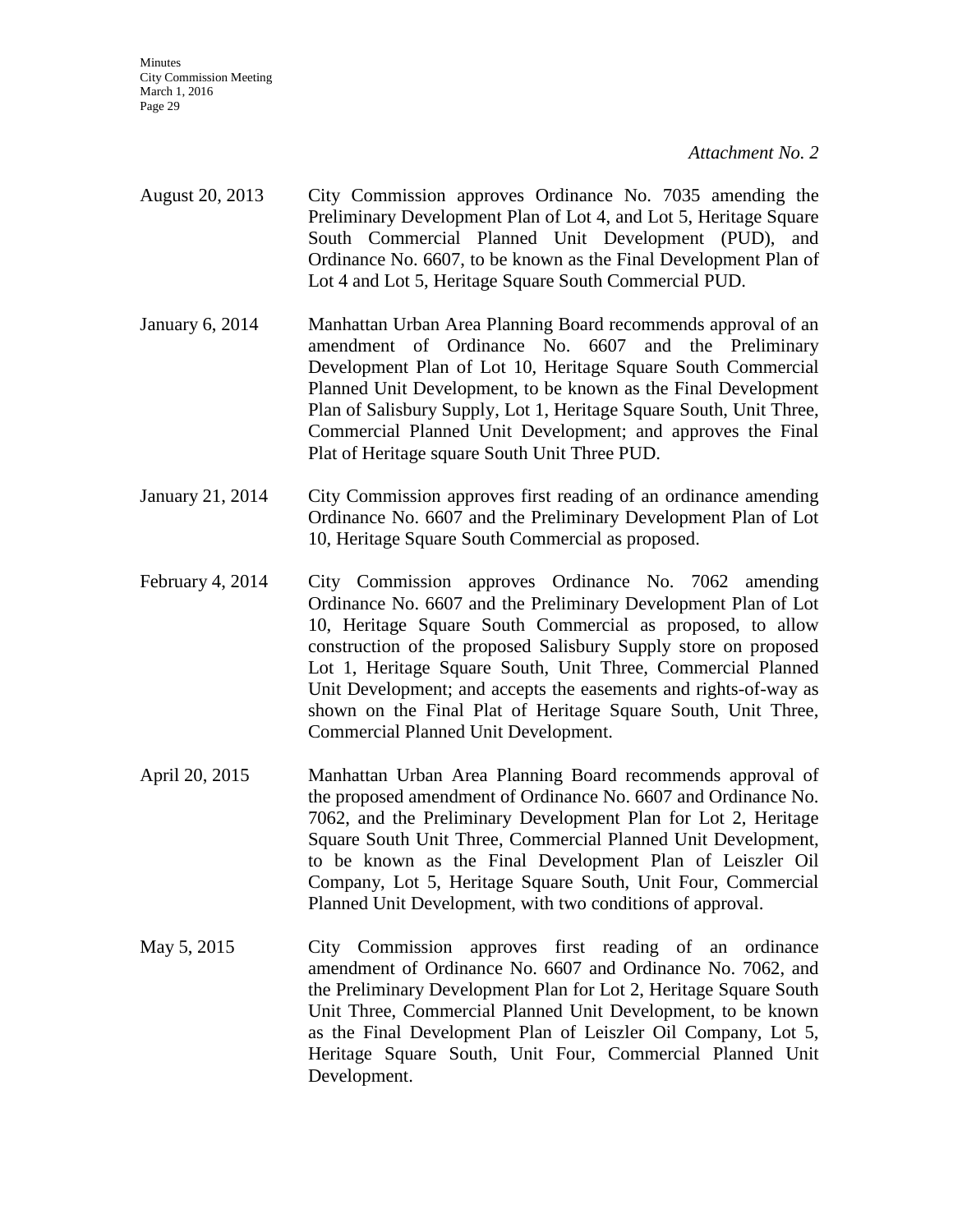*Attachment No. 2*

| | |
|---|---|
| August 20, 2013 | City Commission approves Ordinance No. 7035 amending the Preliminary Development Plan of Lot 4, and Lot 5, Heritage Square South Commercial Planned Unit Development (PUD), and Ordinance No. 6607, to be known as the Final Development Plan of Lot 4 and Lot 5, Heritage Square South Commercial PUD. |
| January 6, 2014 | Manhattan Urban Area Planning Board recommends approval of an amendment of Ordinance No. 6607 and the Preliminary Development Plan of Lot 10, Heritage Square South Commercial Planned Unit Development, to be known as the Final Development Plan of Salisbury Supply, Lot 1, Heritage Square South, Unit Three, Commercial Planned Unit Development; and approves the Final Plat of Heritage square South Unit Three PUD. |
| January 21, 2014 | City Commission approves first reading of an ordinance amending Ordinance No. 6607 and the Preliminary Development Plan of Lot 10, Heritage Square South Commercial as proposed. |
| February 4, 2014 | City Commission approves Ordinance No. 7062 amending Ordinance No. 6607 and the Preliminary Development Plan of Lot 10, Heritage Square South Commercial as proposed, to allow construction of the proposed Salisbury Supply store on proposed Lot 1, Heritage Square South, Unit Three, Commercial Planned Unit Development; and accepts the easements and rights-of-way as shown on the Final Plat of Heritage Square South, Unit Three, Commercial Planned Unit Development. |
| April 20, 2015 | Manhattan Urban Area Planning Board recommends approval of the proposed amendment of Ordinance No. 6607 and Ordinance No. 7062, and the Preliminary Development Plan for Lot 2, Heritage Square South Unit Three, Commercial Planned Unit Development, to be known as the Final Development Plan of Leiszler Oil Company, Lot 5, Heritage Square South, Unit Four, Commercial Planned Unit Development, with two conditions of approval. |
| May 5, 2015 | City Commission approves first reading of an ordinance amendment of Ordinance No. 6607 and Ordinance No. 7062, and the Preliminary Development Plan for Lot 2, Heritage Square South Unit Three, Commercial Planned Unit Development, to be known as the Final Development Plan of Leiszler Oil Company, Lot 5, Heritage Square South, Unit Four, Commercial Planned Unit Development. |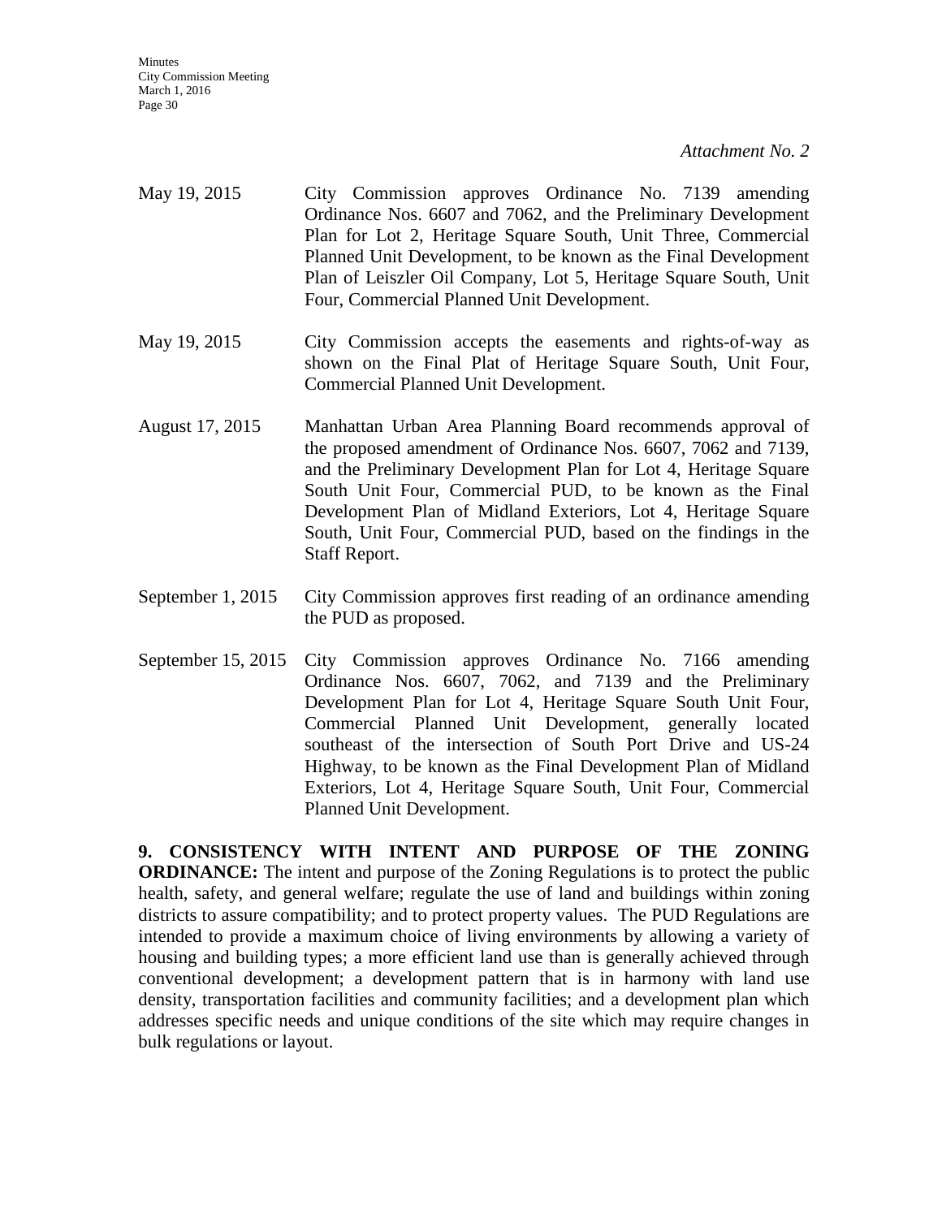*Attachment No. 2*

May 19, 2015 — City Commission approves Ordinance No. 7139 amending Ordinance Nos. 6607 and 7062, and the Preliminary Development Plan for Lot 2, Heritage Square South, Unit Three, Commercial Planned Unit Development, to be known as the Final Development Plan of Leiszler Oil Company, Lot 5, Heritage Square South, Unit Four, Commercial Planned Unit Development.

May 19, 2015 — City Commission accepts the easements and rights-of-way as shown on the Final Plat of Heritage Square South, Unit Four, Commercial Planned Unit Development.

August 17, 2015 — Manhattan Urban Area Planning Board recommends approval of the proposed amendment of Ordinance Nos. 6607, 7062 and 7139, and the Preliminary Development Plan for Lot 4, Heritage Square South Unit Four, Commercial PUD, to be known as the Final Development Plan of Midland Exteriors, Lot 4, Heritage Square South, Unit Four, Commercial PUD, based on the findings in the Staff Report.

September 1, 2015 — City Commission approves first reading of an ordinance amending the PUD as proposed.

September 15, 2015 — City Commission approves Ordinance No. 7166 amending Ordinance Nos. 6607, 7062, and 7139 and the Preliminary Development Plan for Lot 4, Heritage Square South Unit Four, Commercial Planned Unit Development, generally located southeast of the intersection of South Port Drive and US-24 Highway, to be known as the Final Development Plan of Midland Exteriors, Lot 4, Heritage Square South, Unit Four, Commercial Planned Unit Development.

**9. CONSISTENCY WITH INTENT AND PURPOSE OF THE ZONING ORDINANCE:** The intent and purpose of the Zoning Regulations is to protect the public health, safety, and general welfare; regulate the use of land and buildings within zoning districts to assure compatibility; and to protect property values. The PUD Regulations are intended to provide a maximum choice of living environments by allowing a variety of housing and building types; a more efficient land use than is generally achieved through conventional development; a development pattern that is in harmony with land use density, transportation facilities and community facilities; and a development plan which addresses specific needs and unique conditions of the site which may require changes in bulk regulations or layout.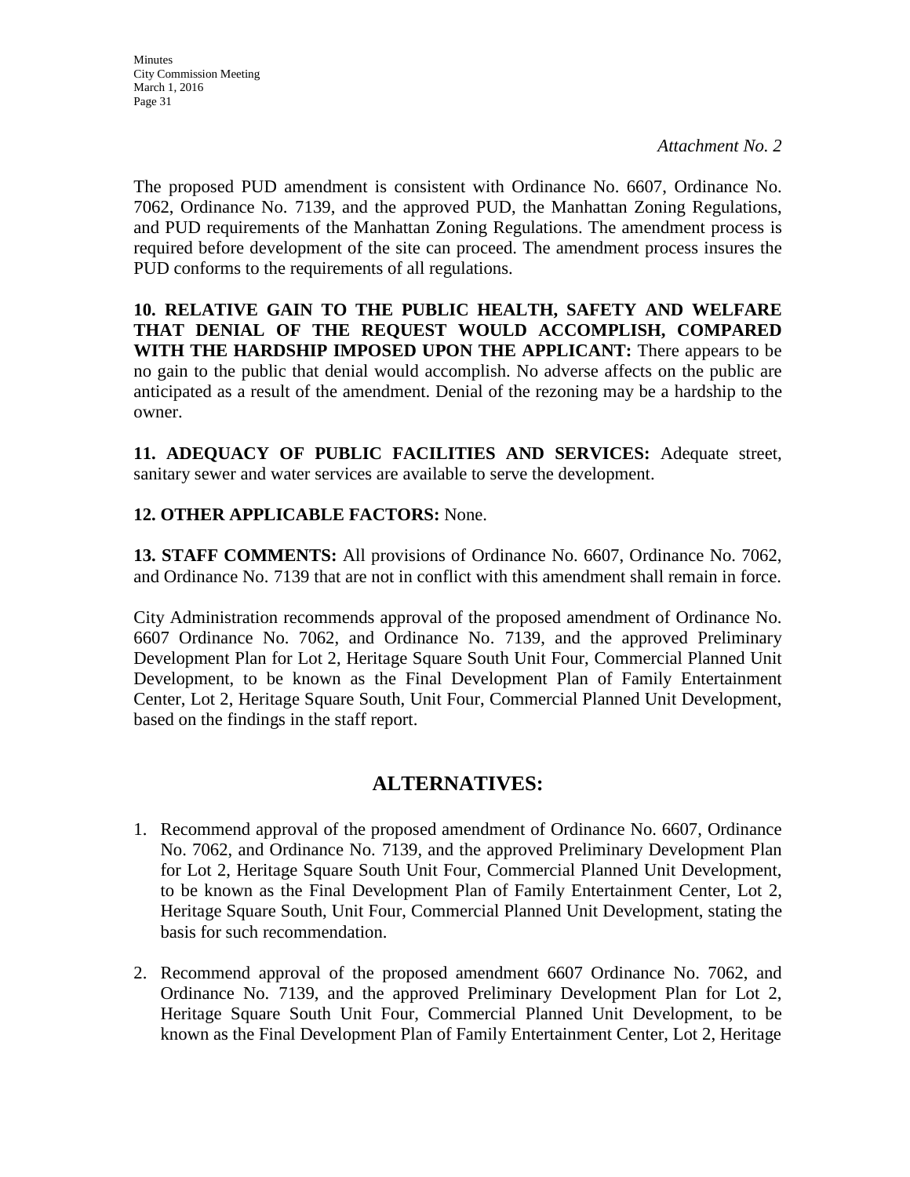*Attachment No. 2*

The proposed PUD amendment is consistent with Ordinance No. 6607, Ordinance No. 7062, Ordinance No. 7139, and the approved PUD, the Manhattan Zoning Regulations, and PUD requirements of the Manhattan Zoning Regulations. The amendment process is required before development of the site can proceed. The amendment process insures the PUD conforms to the requirements of all regulations.

**10. RELATIVE GAIN TO THE PUBLIC HEALTH, SAFETY AND WELFARE THAT DENIAL OF THE REQUEST WOULD ACCOMPLISH, COMPARED WITH THE HARDSHIP IMPOSED UPON THE APPLICANT:** There appears to be no gain to the public that denial would accomplish. No adverse affects on the public are anticipated as a result of the amendment. Denial of the rezoning may be a hardship to the owner.

**11. ADEQUACY OF PUBLIC FACILITIES AND SERVICES:** Adequate street, sanitary sewer and water services are available to serve the development.

**12. OTHER APPLICABLE FACTORS:** None.

**13. STAFF COMMENTS:** All provisions of Ordinance No. 6607, Ordinance No. 7062, and Ordinance No. 7139 that are not in conflict with this amendment shall remain in force.

City Administration recommends approval of the proposed amendment of Ordinance No. 6607 Ordinance No. 7062, and Ordinance No. 7139, and the approved Preliminary Development Plan for Lot 2, Heritage Square South Unit Four, Commercial Planned Unit Development, to be known as the Final Development Plan of Family Entertainment Center, Lot 2, Heritage Square South, Unit Four, Commercial Planned Unit Development, based on the findings in the staff report.

## ALTERNATIVES:

1. Recommend approval of the proposed amendment of Ordinance No. 6607, Ordinance No. 7062, and Ordinance No. 7139, and the approved Preliminary Development Plan for Lot 2, Heritage Square South Unit Four, Commercial Planned Unit Development, to be known as the Final Development Plan of Family Entertainment Center, Lot 2, Heritage Square South, Unit Four, Commercial Planned Unit Development, stating the basis for such recommendation.

2. Recommend approval of the proposed amendment 6607 Ordinance No. 7062, and Ordinance No. 7139, and the approved Preliminary Development Plan for Lot 2, Heritage Square South Unit Four, Commercial Planned Unit Development, to be known as the Final Development Plan of Family Entertainment Center, Lot 2, Heritage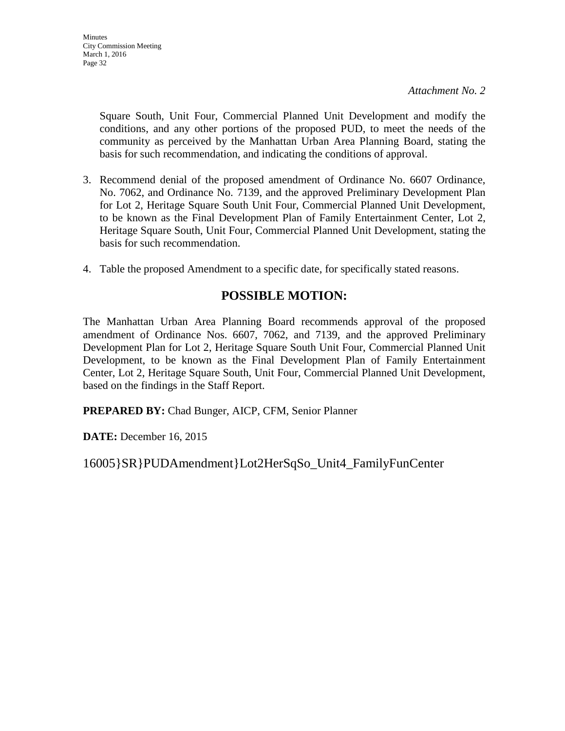*Attachment No. 2*

Square South, Unit Four, Commercial Planned Unit Development and modify the conditions, and any other portions of the proposed PUD, to meet the needs of the community as perceived by the Manhattan Urban Area Planning Board, stating the basis for such recommendation, and indicating the conditions of approval.

3. Recommend denial of the proposed amendment of Ordinance No. 6607 Ordinance, No. 7062, and Ordinance No. 7139, and the approved Preliminary Development Plan for Lot 2, Heritage Square South Unit Four, Commercial Planned Unit Development, to be known as the Final Development Plan of Family Entertainment Center, Lot 2, Heritage Square South, Unit Four, Commercial Planned Unit Development, stating the basis for such recommendation.

4. Table the proposed Amendment to a specific date, for specifically stated reasons.

## POSSIBLE MOTION:

The Manhattan Urban Area Planning Board recommends approval of the proposed amendment of Ordinance Nos. 6607, 7062, and 7139, and the approved Preliminary Development Plan for Lot 2, Heritage Square South Unit Four, Commercial Planned Unit Development, to be known as the Final Development Plan of Family Entertainment Center, Lot 2, Heritage Square South, Unit Four, Commercial Planned Unit Development, based on the findings in the Staff Report.

**PREPARED BY:** Chad Bunger, AICP, CFM, Senior Planner

**DATE:** December 16, 2015

16005}SR}PUDAmendment}Lot2HerSqSo_Unit4_FamilyFunCenter